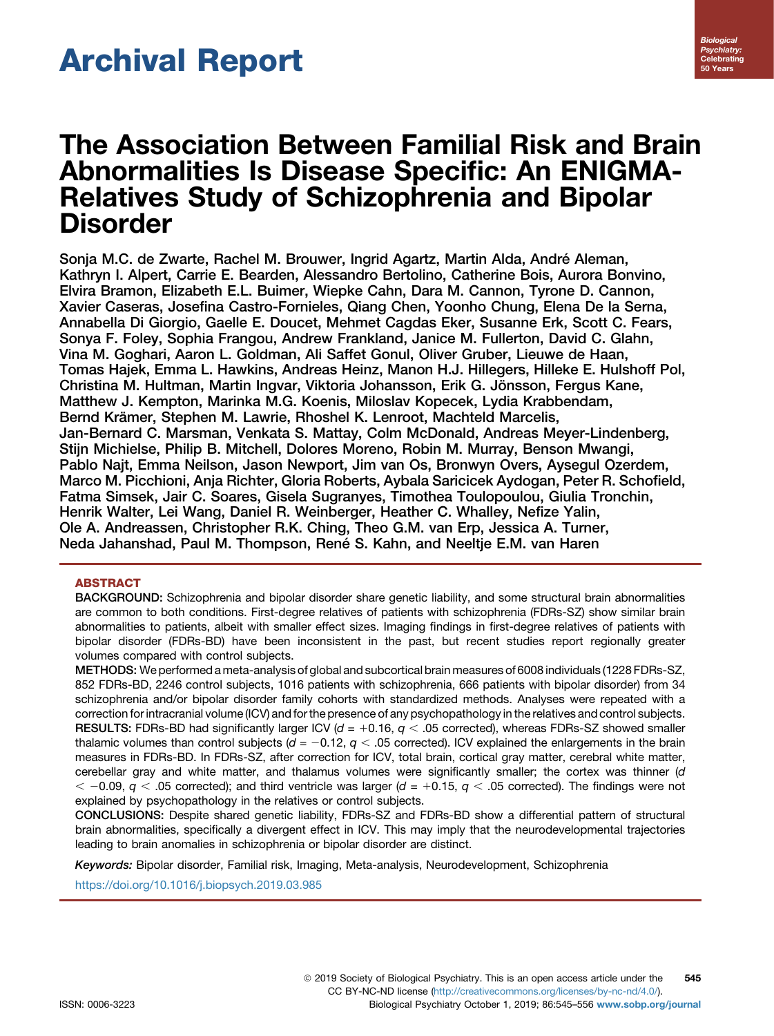Archival Report

# The Association Between Familial Risk and Brain Abnormalities Is Disease Specific: An ENIGMA-Relatives Study of Schizophrenia and Bipolar Disorder

Sonja M.C. de Zwarte, Rachel M. Brouwer, Ingrid Agartz, Martin Alda, André Aleman, Kathryn I. Alpert, Carrie E. Bearden, Alessandro Bertolino, Catherine Bois, Aurora Bonvino, Elvira Bramon, Elizabeth E.L. Buimer, Wiepke Cahn, Dara M. Cannon, Tyrone D. Cannon, Xavier Caseras, Josefina Castro-Fornieles, Qiang Chen, Yoonho Chung, Elena De la Serna, Annabella Di Giorgio, Gaelle E. Doucet, Mehmet Cagdas Eker, Susanne Erk, Scott C. Fears, Sonya F. Foley, Sophia Frangou, Andrew Frankland, Janice M. Fullerton, David C. Glahn, Vina M. Goghari, Aaron L. Goldman, Ali Saffet Gonul, Oliver Gruber, Lieuwe de Haan, Tomas Hajek, Emma L. Hawkins, Andreas Heinz, Manon H.J. Hillegers, Hilleke E. Hulshoff Pol, Christina M. Hultman, Martin Ingvar, Viktoria Johansson, Erik G. Jönsson, Fergus Kane, Matthew J. Kempton, Marinka M.G. Koenis, Miloslav Kopecek, Lydia Krabbendam, Bernd Krämer, Stephen M. Lawrie, Rhoshel K. Lenroot, Machteld Marcelis, Jan-Bernard C. Marsman, Venkata S. Mattay, Colm McDonald, Andreas Meyer-Lindenberg, Stijn Michielse, Philip B. Mitchell, Dolores Moreno, Robin M. Murray, Benson Mwangi, Pablo Najt, Emma Neilson, Jason Newport, Jim van Os, Bronwyn Overs, Aysegul Ozerdem, Marco M. Picchioni, Anja Richter, Gloria Roberts, Aybala Saricicek Aydogan, Peter R. Schofield, Fatma Simsek, Jair C. Soares, Gisela Sugranyes, Timothea Toulopoulou, Giulia Tronchin, Henrik Walter, Lei Wang, Daniel R. Weinberger, Heather C. Whalley, Nefize Yalin, Ole A. Andreassen, Christopher R.K. Ching, Theo G.M. van Erp, Jessica A. Turner, Neda Jahanshad, Paul M. Thompson, René S. Kahn, and Neeltje E.M. van Haren

## ABSTRACT

**BACKGROUND:** Schizophrenia and bipolar disorder share genetic liability, and some structural brain abnormalities are common to both conditions. First-degree relatives of patients with schizophrenia (FDRs-SZ) show similar brain abnormalities to patients, albeit with smaller effect sizes. Imaging findings in first-degree relatives of patients with bipolar disorder (FDRs-BD) have been inconsistent in the past, but recent studies report regionally greater volumes compared with control subjects.

**METHODS:** We performed a meta-analysis of global and subcortical brain measures of 6008 individuals (1228 FDRs-SZ, 852 FDRs-BD, 2246 control subjects, 1016 patients with schizophrenia, 666 patients with bipolar disorder) from 34 schizophrenia and/or bipolar disorder family cohorts with standardized methods. Analyses were repeated with a correction for intracranial volume (ICV) and for the presence of any psychopathology in the relatives and control subjects.

**RESULTS:** FDRs-BD had significantly larger ICV ($d = +0.16$, $q < .05$ corrected), whereas FDRs-SZ showed smaller thalamic volumes than control subjects ($d = -0.12$, $q < .05$ corrected). ICV explained the enlargements in the brain measures in FDRs-BD. In FDRs-SZ, after correction for ICV, total brain, cortical gray matter, cerebral white matter, cerebellar gray and white matter, and thalamus volumes were significantly smaller; the cortex was thinner ($d < -0.09$, $q < .05$ corrected); and third ventricle was larger ($d = +0.15$, $q < .05$ corrected). The findings were not explained by psychopathology in the relatives or control subjects.

**CONCLUSIONS:** Despite shared genetic liability, FDRs-SZ and FDRs-BD show a differential pattern of structural brain abnormalities, specifically a divergent effect in ICV. This may imply that the neurodevelopmental trajectories leading to brain anomalies in schizophrenia or bipolar disorder are distinct.

*Keywords:* Bipolar disorder, Familial risk, Imaging, Meta-analysis, Neurodevelopment, Schizophrenia

https://doi.org/10.1016/j.biopsych.2019.03.985

© 2019 Society of Biological Psychiatry. This is an open access article under the CC BY-NC-ND license (http://creativecommons.org/licenses/by-nc-nd/4.0/).

ISSN: 0006-3223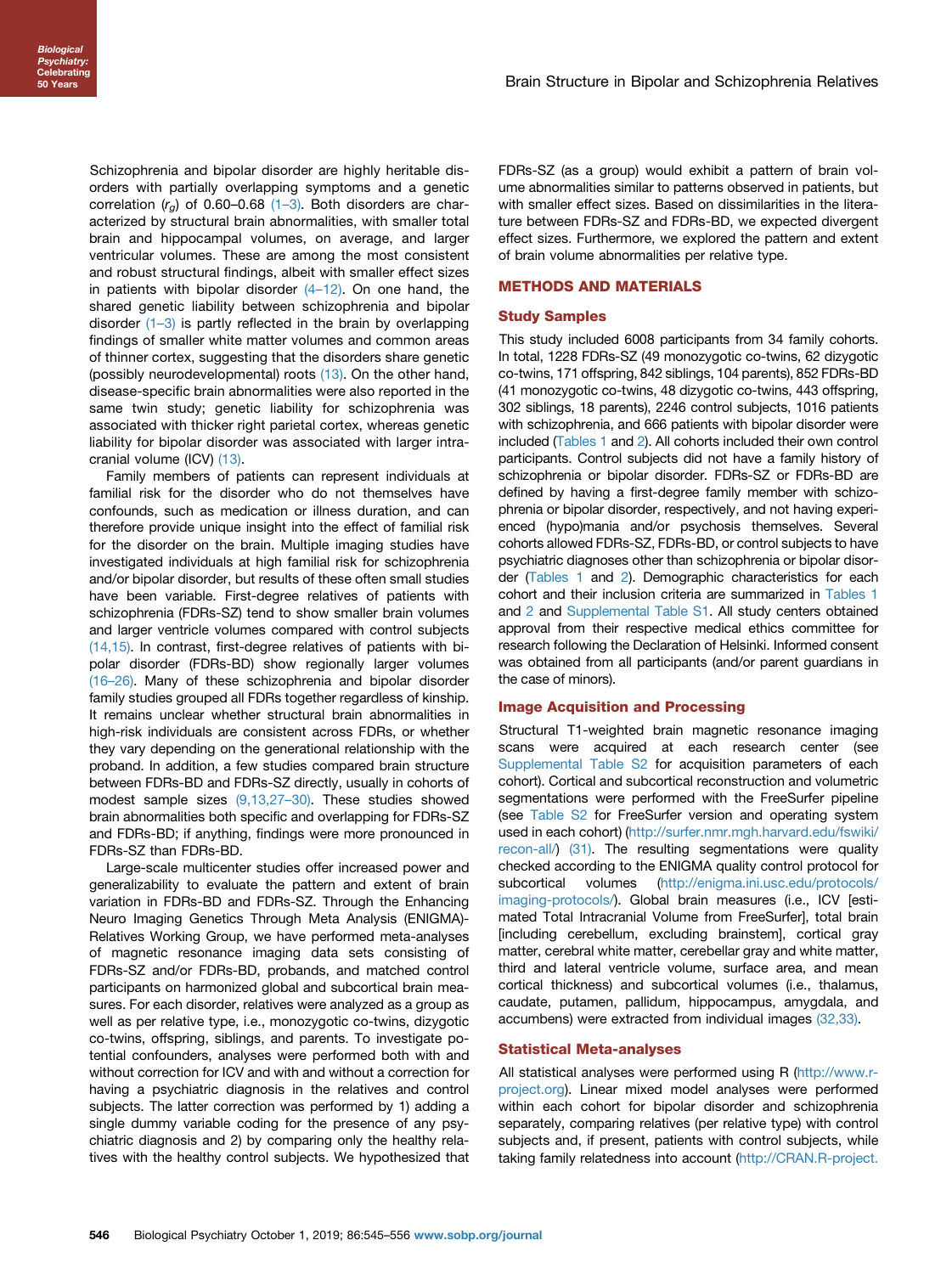Schizophrenia and bipolar disorder are highly heritable disorders with partially overlapping symptoms and a genetic correlation ($r_g$) of 0.60–0.68 (1–3). Both disorders are characterized by structural brain abnormalities, with smaller total brain and hippocampal volumes, on average, and larger ventricular volumes. These are among the most consistent and robust structural findings, albeit with smaller effect sizes in patients with bipolar disorder (4–12). On one hand, the shared genetic liability between schizophrenia and bipolar disorder (1–3) is partly reflected in the brain by overlapping findings of smaller white matter volumes and common areas of thinner cortex, suggesting that the disorders share genetic (possibly neurodevelopmental) roots (13). On the other hand, disease-specific brain abnormalities were also reported in the same twin study; genetic liability for schizophrenia was associated with thicker right parietal cortex, whereas genetic liability for bipolar disorder was associated with larger intracranial volume (ICV) (13).

Family members of patients can represent individuals at familial risk for the disorder who do not themselves have confounds, such as medication or illness duration, and can therefore provide unique insight into the effect of familial risk for the disorder on the brain. Multiple imaging studies have investigated individuals at high familial risk for schizophrenia and/or bipolar disorder, but results of these often small studies have been variable. First-degree relatives of patients with schizophrenia (FDRs-SZ) tend to show smaller brain volumes and larger ventricle volumes compared with control subjects (14,15). In contrast, first-degree relatives of patients with bipolar disorder (FDRs-BD) show regionally larger volumes (16–26). Many of these schizophrenia and bipolar disorder family studies grouped all FDRs together regardless of kinship. It remains unclear whether structural brain abnormalities in high-risk individuals are consistent across FDRs, or whether they vary depending on the generational relationship with the proband. In addition, a few studies compared brain structure between FDRs-BD and FDRs-SZ directly, usually in cohorts of modest sample sizes (9,13,27–30). These studies showed brain abnormalities both specific and overlapping for FDRs-SZ and FDRs-BD; if anything, findings were more pronounced in FDRs-SZ than FDRs-BD.

Large-scale multicenter studies offer increased power and generalizability to evaluate the pattern and extent of brain variation in FDRs-BD and FDRs-SZ. Through the Enhancing Neuro Imaging Genetics Through Meta Analysis (ENIGMA)-Relatives Working Group, we have performed meta-analyses of magnetic resonance imaging data sets consisting of FDRs-SZ and/or FDRs-BD, probands, and matched control participants on harmonized global and subcortical brain measures. For each disorder, relatives were analyzed as a group as well as per relative type, i.e., monozygotic co-twins, dizygotic co-twins, offspring, siblings, and parents. To investigate potential confounders, analyses were performed both with and without correction for ICV and with and without a correction for having a psychiatric diagnosis in the relatives and control subjects. The latter correction was performed by 1) adding a single dummy variable coding for the presence of any psychiatric diagnosis and 2) by comparing only the healthy relatives with the healthy control subjects. We hypothesized that FDRs-SZ (as a group) would exhibit a pattern of brain volume abnormalities similar to patterns observed in patients, but with smaller effect sizes. Based on dissimilarities in the literature between FDRs-SZ and FDRs-BD, we expected divergent effect sizes. Furthermore, we explored the pattern and extent of brain volume abnormalities per relative type.

## METHODS AND MATERIALS

### Study Samples

This study included 6008 participants from 34 family cohorts. In total, 1228 FDRs-SZ (49 monozygotic co-twins, 62 dizygotic co-twins, 171 offspring, 842 siblings, 104 parents), 852 FDRs-BD (41 monozygotic co-twins, 48 dizygotic co-twins, 443 offspring, 302 siblings, 18 parents), 2246 control subjects, 1016 patients with schizophrenia, and 666 patients with bipolar disorder were included (Tables 1 and 2). All cohorts included their own control participants. Control subjects did not have a family history of schizophrenia or bipolar disorder. FDRs-SZ or FDRs-BD are defined by having a first-degree family member with schizophrenia or bipolar disorder, respectively, and not having experienced (hypo)mania and/or psychosis themselves. Several cohorts allowed FDRs-SZ, FDRs-BD, or control subjects to have psychiatric diagnoses other than schizophrenia or bipolar disorder (Tables 1 and 2). Demographic characteristics for each cohort and their inclusion criteria are summarized in Tables 1 and 2 and Supplemental Table S1. All study centers obtained approval from their respective medical ethics committee for research following the Declaration of Helsinki. Informed consent was obtained from all participants (and/or parent guardians in the case of minors).

### Image Acquisition and Processing

Structural T1-weighted brain magnetic resonance imaging scans were acquired at each research center (see Supplemental Table S2 for acquisition parameters of each cohort). Cortical and subcortical reconstruction and volumetric segmentations were performed with the FreeSurfer pipeline (see Table S2 for FreeSurfer version and operating system used in each cohort) (http://surfer.nmr.mgh.harvard.edu/fswiki/recon-all/) (31). The resulting segmentations were quality checked according to the ENIGMA quality control protocol for subcortical volumes (http://enigma.ini.usc.edu/protocols/imaging-protocols/). Global brain measures (i.e., ICV [estimated Total Intracranial Volume from FreeSurfer], total brain [including cerebellum, excluding brainstem], cortical gray matter, cerebral white matter, cerebellar gray and white matter, third and lateral ventricle volume, surface area, and mean cortical thickness) and subcortical volumes (i.e., thalamus, caudate, putamen, pallidum, hippocampus, amygdala, and accumbens) were extracted from individual images (32,33).

### Statistical Meta-analyses

All statistical analyses were performed using R (http://www.r-project.org). Linear mixed model analyses were performed within each cohort for bipolar disorder and schizophrenia separately, comparing relatives (per relative type) with control subjects and, if present, patients with control subjects, while taking family relatedness into account (http://CRAN.R-project.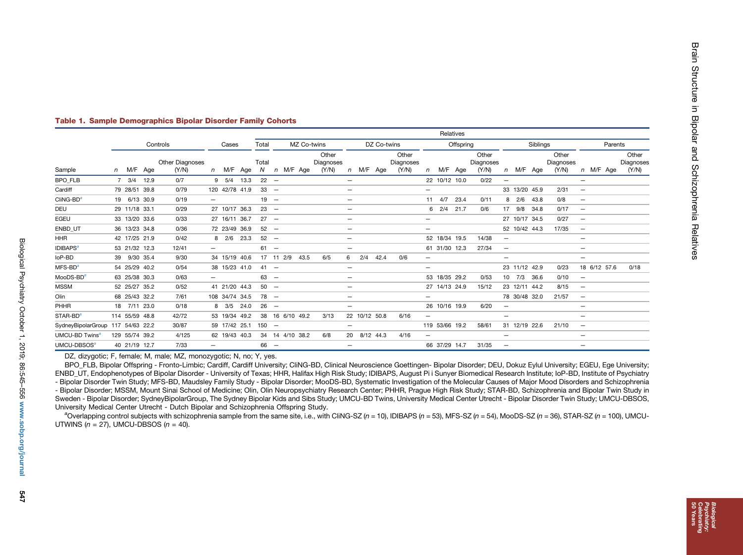**Table 1. Sample Demographics Bipolar Disorder Family Cohorts**

| Sample | Controls | | | | Cases | | | Relatives | | | | | | | | | | | | | | | | | | | | | |
|---|---|---|---|---|---|---|---|---|---|---|---|---|---|---|---|---|---|---|---|---|---|---|---|---|---|---|---|---|---|
| | | | | | | | | Total | MZ Co-twins | | | | DZ Co-twins | | | | Offspring | | | | Siblings | | | | Parents | | | | |
| | n | M/F | Age | Other Diagnoses (Y/N) | n | M/F | Age | Total N | n | M/F | Age | Other Diagnoses (Y/N) | n | M/F | Age | Other Diagnoses (Y/N) | n | M/F | Age | Other Diagnoses (Y/N) | n | M/F | Age | Other Diagnoses (Y/N) | n | M/F | Age | Other Diagnoses (Y/N) |
| BPO_FLB | 7 | 3/4 | 12.9 | 0/7 | 9 | 5/4 | 13.3 | 22 | — | | | | — | | | | 22 | 10/12 | 10.0 | 0/22 | — | | | | — | | | |
| Cardiff | 79 | 28/51 | 39.8 | 0/79 | 120 | 42/78 | 41.9 | 33 | — | | | | — | | | | — | | | | 33 | 13/20 | 45.9 | 2/31 | — | | | |
| CliNG-BD[a] | 19 | 6/13 | 30.9 | 0/19 | — | | | 19 | — | | | | — | | | | 11 | 4/7 | 23.4 | 0/11 | 8 | 2/6 | 43.8 | 0/8 | — | | | |
| DEU | 29 | 11/18 | 33.1 | 0/29 | 27 | 10/17 | 36.3 | 23 | — | | | | — | | | | 6 | 2/4 | 21.7 | 0/6 | 17 | 9/8 | 34.8 | 0/17 | — | | | |
| EGEU | 33 | 13/20 | 33.6 | 0/33 | 27 | 16/11 | 36.7 | 27 | — | | | | — | | | | — | | | | 27 | 10/17 | 34.5 | 0/27 | — | | | |
| ENBD_UT | 36 | 13/23 | 34.8 | 0/36 | 72 | 23/49 | 36.9 | 52 | — | | | | — | | | | — | | | | 52 | 10/42 | 44.3 | 17/35 | — | | | |
| HHR | 42 | 17/25 | 21.9 | 0/42 | 8 | 2/6 | 23.3 | 52 | — | | | | — | | | | 52 | 18/34 | 19.5 | 14/38 | — | | | | — | | | |
| IDIBAPS[a] | 53 | 21/32 | 12.3 | 12/41 | — | | | 61 | — | | | | — | | | | 61 | 31/30 | 12.3 | 27/34 | — | | | | — | | | |
| IoP-BD | 39 | 9/30 | 35.4 | 9/30 | 34 | 15/19 | 40.6 | 17 | 11 | 2/9 | 43.5 | 6/5 | 6 | 2/4 | 42.4 | 0/6 | — | | | | — | | | | — | | | |
| MFS-BD[a] | 54 | 25/29 | 40.2 | 0/54 | 38 | 15/23 | 41.0 | 41 | — | | | | — | | | | — | | | | 23 | 11/12 | 42.9 | 0/23 | 18 | 6/12 | 57.6 | 0/18 |
| MooDS-BD[a] | 63 | 25/38 | 30.3 | 0/63 | — | | | 63 | — | | | | — | | | | 53 | 18/35 | 29.2 | 0/53 | 10 | 7/3 | 36.6 | 0/10 | — | | | |
| MSSM | 52 | 25/27 | 35.2 | 0/52 | 41 | 21/20 | 44.3 | 50 | — | | | | — | | | | 27 | 14/13 | 24.9 | 15/12 | 23 | 12/11 | 44.2 | 8/15 | — | | | |
| Olin | 68 | 25/43 | 32.2 | 7/61 | 108 | 34/74 | 34.5 | 78 | — | | | | — | | | | — | | | | 78 | 30/48 | 32.0 | 21/57 | — | | | |
| PHHR | 18 | 7/11 | 23.0 | 0/18 | 8 | 3/5 | 24.0 | 26 | — | | | | — | | | | 26 | 10/16 | 19.9 | 6/20 | — | | | | — | | | |
| STAR-BD[a] | 114 | 55/59 | 48.8 | 42/72 | 53 | 19/34 | 49.2 | 38 | 16 | 6/10 | 49.2 | 3/13 | 22 | 10/12 | 50.8 | 6/16 | — | | | | — | | | | — | | | |
| SydneyBipolarGroup | 117 | 54/63 | 22.2 | 30/87 | 59 | 17/42 | 25.1 | 150 | — | | | | — | | | | 119 | 53/66 | 19.2 | 58/61 | 31 | 12/19 | 22.6 | 21/10 | — | | | |
| UMCU-BD Twins[a] | 129 | 55/74 | 39.2 | 4/125 | 62 | 19/43 | 40.3 | 34 | 14 | 4/10 | 38.2 | 6/8 | 20 | 8/12 | 44.3 | 4/16 | — | | | | — | | | | — | | | |
| UMCU-DBSOS[a] | 40 | 21/19 | 12.7 | 7/33 | — | | | 66 | — | | | | — | | | | 66 | 37/29 | 14.7 | 31/35 | — | | | | — | | | |

DZ, dizygotic; F, female; M, male; MZ, monozygotic; N, no; Y, yes.

BPO_FLB, Bipolar Offspring - Fronto-Limbic; Cardiff, Cardiff University; CliNG-BD, Clinical Neuroscience Goettingen- Bipolar Disorder; DEU, Dokuz Eylul University; EGEU, Ege University; ENBD_UT, Endophenotypes of Bipolar Disorder - University of Texas; HHR, Halifax High Risk Study; IDIBAPS, August Pi i Sunyer Biomedical Research Institute; IoP-BD, Institute of Psychiatry - Bipolar Disorder Twin Study; MFS-BD, Maudsley Family Study - Bipolar Disorder; MooDS-BD, Systematic Investigation of the Molecular Causes of Major Mood Disorders and Schizophrenia - Bipolar Disorder; MSSM, Mount Sinai School of Medicine; Olin, Olin Neuropsychiatry Research Center; PHHR, Prague High Risk Study; STAR-BD, Schizophrenia and Bipolar Twin Study in Sweden - Bipolar Disorder; SydneyBipolarGroup, The Sydney Bipolar Kids and Sibs Study; UMCU-BD Twins, University Medical Center Utrecht - Bipolar Disorder Twin Study; UMCU-DBSOS, University Medical Center Utrecht - Dutch Bipolar and Schizophrenia Offspring Study.

[a]Overlapping control subjects with schizophrenia sample from the same site, i.e., with CliNG-SZ (n = 10), IDIBAPS (n = 53), MFS-SZ (n = 54), MooDS-SZ (n = 36), STAR-SZ (n = 100), UMCU-UTWINS (n = 27), UMCU-DBSOS (n = 40).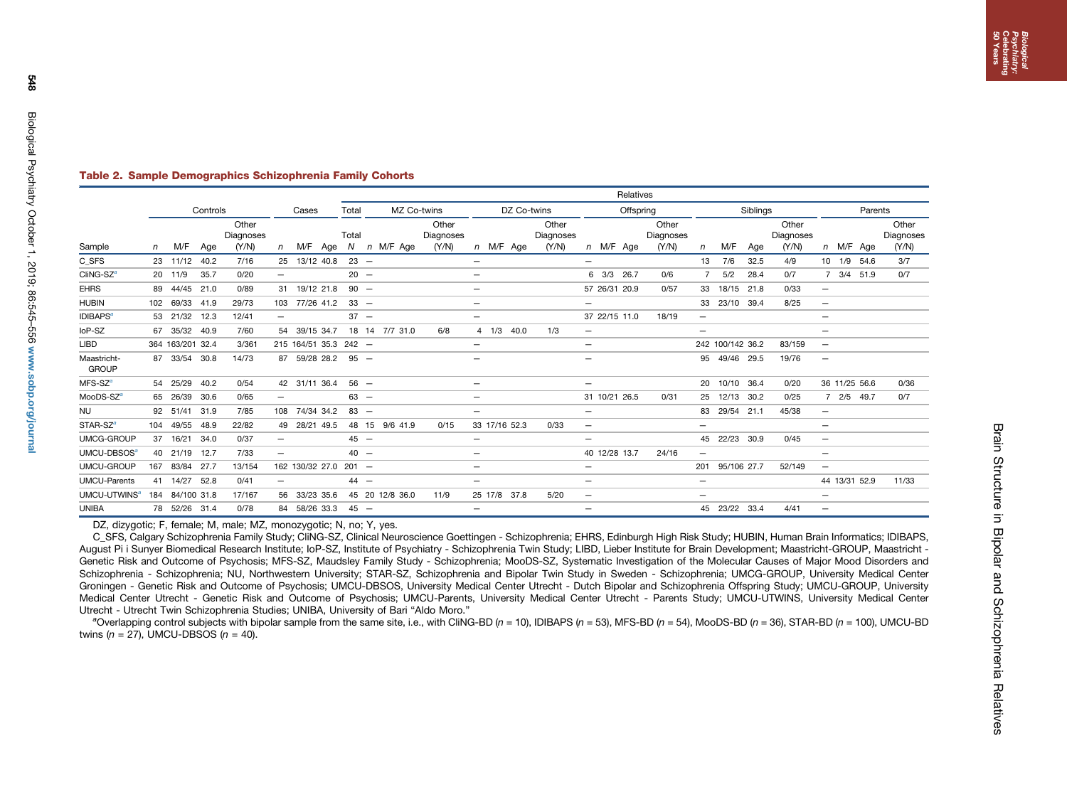**Table 2. Sample Demographics Schizophrenia Family Cohorts**

| Sample | Controls | | | | Cases | | | Relatives | | | | | | | | | | | | | | | | | | | | |
|---|---|---|---|---|---|---|---|---|---|---|---|---|---|---|---|---|---|---|---|---|---|---|---|---|---|---|---|---|
| | | | | | | | | Total | MZ Co-twins | | | | DZ Co-twins | | | | Offspring | | | | Siblings | | | | Parents | | | |
| | n | M/F | Age | Other Diagnoses (Y/N) | n | M/F | Age | Total N | n | M/F | Age | Other Diagnoses (Y/N) | n | M/F | Age | Other Diagnoses (Y/N) | n | M/F | Age | Other Diagnoses (Y/N) | n | M/F | Age | Other Diagnoses (Y/N) | n | M/F | Age | Other Diagnoses (Y/N) |
| C_SFS | 23 | 11/12 | 40.2 | 7/16 | 25 | 13/12 | 40.8 | 23 | — | | | | — | | | | — | | | | 13 | 7/6 | 32.5 | 4/9 | 10 | 1/9 | 54.6 | 3/7 |
| CliNG-SZ[a] | 20 | 11/9 | 35.7 | 0/20 | — | | | 20 | — | | | | — | | | | 6 | 3/3 | 26.7 | 0/6 | 7 | 5/2 | 28.4 | 0/7 | 7 | 3/4 | 51.9 | 0/7 |
| EHRS | 89 | 44/45 | 21.0 | 0/89 | 31 | 19/12 | 21.8 | 90 | — | | | | — | | | | 57 | 26/31 | 20.9 | 0/57 | 33 | 18/15 | 21.8 | 0/33 | — | | | |
| HUBIN | 102 | 69/33 | 41.9 | 29/73 | 103 | 77/26 | 41.2 | 33 | — | | | | — | | | | — | | | | 33 | 23/10 | 39.4 | 8/25 | — | | | |
| IDIBAPS[a] | 53 | 21/32 | 12.3 | 12/41 | — | | | 37 | — | | | | — | | | | 37 | 22/15 | 11.0 | 18/19 | — | | | | — | | | |
| IoP-SZ | 67 | 35/32 | 40.9 | 7/60 | 54 | 39/15 | 34.7 | 18 | 14 | 7/7 | 31.0 | 6/8 | 4 | 1/3 | 40.0 | 1/3 | — | | | | — | | | | — | | | |
| LIBD | 364 | 163/201 | 32.4 | 3/361 | 215 | 164/51 | 35.3 | 242 | — | | | | — | | | | — | | | | 242 | 100/142 | 36.2 | 83/159 | — | | | |
| Maastricht-GROUP | 87 | 33/54 | 30.8 | 14/73 | 87 | 59/28 | 28.2 | 95 | — | | | | — | | | | — | | | | 95 | 49/46 | 29.5 | 19/76 | — | | | |
| MFS-SZ[a] | 54 | 25/29 | 40.2 | 0/54 | 42 | 31/11 | 36.4 | 56 | — | | | | — | | | | — | | | | 20 | 10/10 | 36.4 | 0/20 | 36 | 11/25 | 56.6 | 0/36 |
| MooDS-SZ[a] | 65 | 26/39 | 30.6 | 0/65 | — | | | 63 | — | | | | — | | | | 31 | 10/21 | 26.5 | 0/31 | 25 | 12/13 | 30.2 | 0/25 | 7 | 2/5 | 49.7 | 0/7 |
| NU | 92 | 51/41 | 31.9 | 7/85 | 108 | 74/34 | 34.2 | 83 | — | | | | — | | | | — | | | | 83 | 29/54 | 21.1 | 45/38 | — | | | |
| STAR-SZ[a] | 104 | 49/55 | 48.9 | 22/82 | 49 | 28/21 | 49.5 | 48 | 15 | 9/6 | 41.9 | 0/15 | 33 | 17/16 | 52.3 | 0/33 | — | | | | — | | | | — | | | |
| UMCG-GROUP | 37 | 16/21 | 34.0 | 0/37 | — | | | 45 | — | | | | — | | | | — | | | | 45 | 22/23 | 30.9 | 0/45 | — | | | |
| UMCU-DBSOS[a] | 40 | 21/19 | 12.7 | 7/33 | — | | | 40 | — | | | | — | | | | 40 | 12/28 | 13.7 | 24/16 | — | | | | — | | | |
| UMCU-GROUP | 167 | 83/84 | 27.7 | 13/154 | 162 | 130/32 | 27.0 | 201 | — | | | | — | | | | — | | | | 201 | 95/106 | 27.7 | 52/149 | — | | | |
| UMCU-Parents | 41 | 14/27 | 52.8 | 0/41 | — | | | 44 | — | | | | — | | | | — | | | | — | | | | 44 | 13/31 | 52.9 | 11/33 |
| UMCU-UTWINS[a] | 184 | 84/100 | 31.8 | 17/167 | 56 | 33/23 | 35.6 | 45 | 20 | 12/8 | 36.0 | 11/9 | 25 | 17/8 | 37.8 | 5/20 | — | | | | — | | | | — | | | |
| UNIBA | 78 | 52/26 | 31.4 | 0/78 | 84 | 58/26 | 33.3 | 45 | — | | | | — | | | | — | | | | 45 | 23/22 | 33.4 | 4/41 | — | | | |

DZ, dizygotic; F, female; M, male; MZ, monozygotic; N, no; Y, yes.

C_SFS, Calgary Schizophrenia Family Study; CliNG-SZ, Clinical Neuroscience Goettingen - Schizophrenia; EHRS, Edinburgh High Risk Study; HUBIN, Human Brain Informatics; IDIBAPS, August Pi i Sunyer Biomedical Research Institute; IoP-SZ, Institute of Psychiatry - Schizophrenia Twin Study; LIBD, Lieber Institute for Brain Development; Maastricht-GROUP, Maastricht - Genetic Risk and Outcome of Psychosis; MFS-SZ, Maudsley Family Study - Schizophrenia; MooDS-SZ, Systematic Investigation of the Molecular Causes of Major Mood Disorders and Schizophrenia - Schizophrenia; NU, Northwestern University; STAR-SZ, Schizophrenia and Bipolar Twin Study in Sweden - Schizophrenia; UMCG-GROUP, University Medical Center Groningen - Genetic Risk and Outcome of Psychosis; UMCU-DBSOS, University Medical Center Utrecht - Dutch Bipolar and Schizophrenia Offspring Study; UMCU-GROUP, University Medical Center Utrecht - Genetic Risk and Outcome of Psychosis; UMCU-Parents, University Medical Center Utrecht - Parents Study; UMCU-UTWINS, University Medical Center Utrecht - Utrecht Twin Schizophrenia Studies; UNIBA, University of Bari "Aldo Moro."

[a]Overlapping control subjects with bipolar sample from the same site, i.e., with CliNG-BD ($n$ = 10), IDIBAPS ($n$ = 53), MFS-BD ($n$ = 54), MooDS-BD ($n$ = 36), STAR-BD ($n$ = 100), UMCU-BD twins ($n$ = 27), UMCU-DBSOS ($n$ = 40).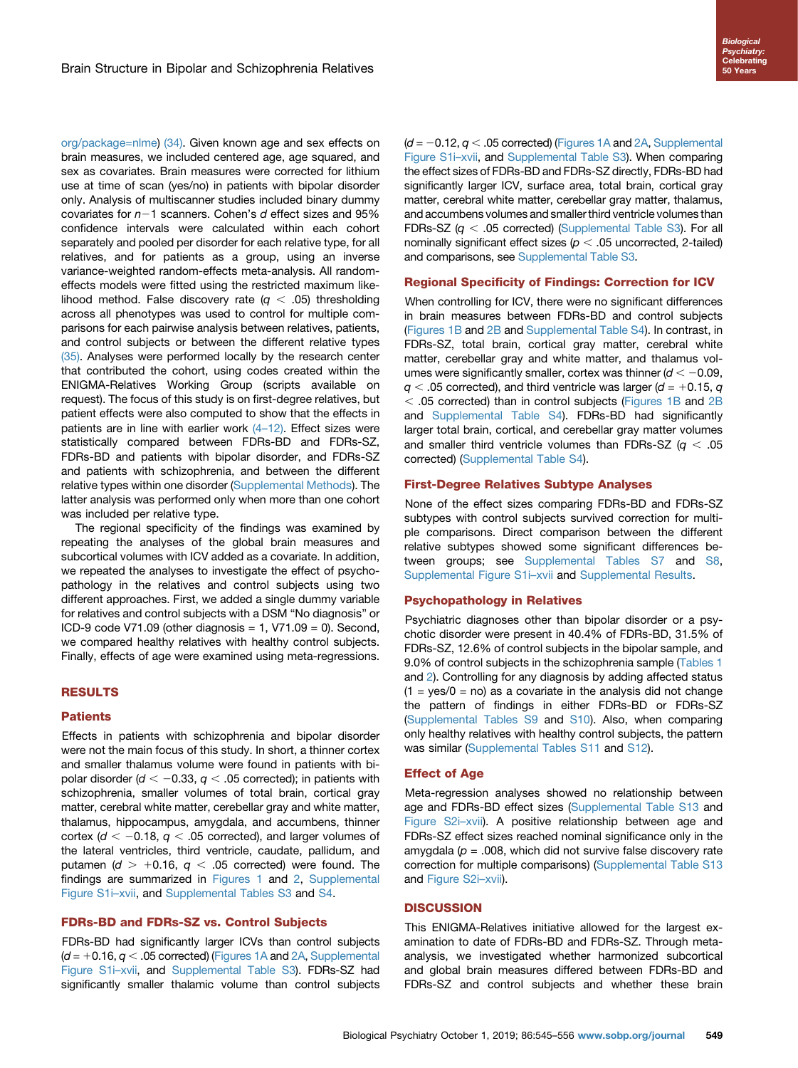org/package=nlme) (34). Given known age and sex effects on brain measures, we included centered age, age squared, and sex as covariates. Brain measures were corrected for lithium use at time of scan (yes/no) in patients with bipolar disorder only. Analysis of multiscanner studies included binary dummy covariates for $n-1$ scanners. Cohen's $d$ effect sizes and 95% confidence intervals were calculated within each cohort separately and pooled per disorder for each relative type, for all relatives, and for patients as a group, using an inverse variance-weighted random-effects meta-analysis. All random-effects models were fitted using the restricted maximum likelihood method. False discovery rate ($q < .05$) thresholding across all phenotypes was used to control for multiple comparisons for each pairwise analysis between relatives, patients, and control subjects or between the different relative types (35). Analyses were performed locally by the research center that contributed the cohort, using codes created within the ENIGMA-Relatives Working Group (scripts available on request). The focus of this study is on first-degree relatives, but patient effects were also computed to show that the effects in patients are in line with earlier work (4–12). Effect sizes were statistically compared between FDRs-BD and FDRs-SZ, FDRs-BD and patients with bipolar disorder, and FDRs-SZ and patients with schizophrenia, and between the different relative types within one disorder (Supplemental Methods). The latter analysis was performed only when more than one cohort was included per relative type.

The regional specificity of the findings was examined by repeating the analyses of the global brain measures and subcortical volumes with ICV added as a covariate. In addition, we repeated the analyses to investigate the effect of psychopathology in the relatives and control subjects using two different approaches. First, we added a single dummy variable for relatives and control subjects with a DSM "No diagnosis" or ICD-9 code V71.09 (other diagnosis = 1, V71.09 = 0). Second, we compared healthy relatives with healthy control subjects. Finally, effects of age were examined using meta-regressions.

## RESULTS

### Patients

Effects in patients with schizophrenia and bipolar disorder were not the main focus of this study. In short, a thinner cortex and smaller thalamus volume were found in patients with bipolar disorder ($d < -0.33$, $q < .05$ corrected); in patients with schizophrenia, smaller volumes of total brain, cortical gray matter, cerebral white matter, cerebellar gray and white matter, thalamus, hippocampus, amygdala, and accumbens, thinner cortex ($d < -0.18$, $q < .05$ corrected), and larger volumes of the lateral ventricles, third ventricle, caudate, pallidum, and putamen ($d > +0.16$, $q < .05$ corrected) were found. The findings are summarized in Figures 1 and 2, Supplemental Figure S1i–xvii, and Supplemental Tables S3 and S4.

### FDRs-BD and FDRs-SZ vs. Control Subjects

FDRs-BD had significantly larger ICVs than control subjects ($d = +0.16$, $q < .05$ corrected) (Figures 1A and 2A, Supplemental Figure S1i–xvii, and Supplemental Table S3). FDRs-SZ had significantly smaller thalamic volume than control subjects ($d = -0.12$, $q < .05$ corrected) (Figures 1A and 2A, Supplemental Figure S1i–xvii, and Supplemental Table S3). When comparing the effect sizes of FDRs-BD and FDRs-SZ directly, FDRs-BD had significantly larger ICV, surface area, total brain, cortical gray matter, cerebral white matter, cerebellar gray matter, thalamus, and accumbens volumes and smaller third ventricle volumes than FDRs-SZ ($q < .05$ corrected) (Supplemental Table S3). For all nominally significant effect sizes ($p < .05$ uncorrected, 2-tailed) and comparisons, see Supplemental Table S3.

### Regional Specificity of Findings: Correction for ICV

When controlling for ICV, there were no significant differences in brain measures between FDRs-BD and control subjects (Figures 1B and 2B and Supplemental Table S4). In contrast, in FDRs-SZ, total brain, cortical gray matter, cerebral white matter, cerebellar gray and white matter, and thalamus volumes were significantly smaller, cortex was thinner ($d < -0.09$, $q < .05$ corrected), and third ventricle was larger ($d = +0.15$, $q < .05$ corrected) than in control subjects (Figures 1B and 2B and Supplemental Table S4). FDRs-BD had significantly larger total brain, cortical, and cerebellar gray matter volumes and smaller third ventricle volumes than FDRs-SZ ($q < .05$ corrected) (Supplemental Table S4).

### First-Degree Relatives Subtype Analyses

None of the effect sizes comparing FDRs-BD and FDRs-SZ subtypes with control subjects survived correction for multiple comparisons. Direct comparison between the different relative subtypes showed some significant differences between groups; see Supplemental Tables S7 and S8, Supplemental Figure S1i–xvii and Supplemental Results.

### Psychopathology in Relatives

Psychiatric diagnoses other than bipolar disorder or a psychotic disorder were present in 40.4% of FDRs-BD, 31.5% of FDRs-SZ, 12.6% of control subjects in the bipolar sample, and 9.0% of control subjects in the schizophrenia sample (Tables 1 and 2). Controlling for any diagnosis by adding affected status (1 = yes/0 = no) as a covariate in the analysis did not change the pattern of findings in either FDRs-BD or FDRs-SZ (Supplemental Tables S9 and S10). Also, when comparing only healthy relatives with healthy control subjects, the pattern was similar (Supplemental Tables S11 and S12).

### Effect of Age

Meta-regression analyses showed no relationship between age and FDRs-BD effect sizes (Supplemental Table S13 and Figure S2i–xvii). A positive relationship between age and FDRs-SZ effect sizes reached nominal significance only in the amygdala ($p = .008$, which did not survive false discovery rate correction for multiple comparisons) (Supplemental Table S13 and Figure S2i–xvii).

## DISCUSSION

This ENIGMA-Relatives initiative allowed for the largest examination to date of FDRs-BD and FDRs-SZ. Through meta-analysis, we investigated whether harmonized subcortical and global brain measures differed between FDRs-BD and FDRs-SZ and control subjects and whether these brain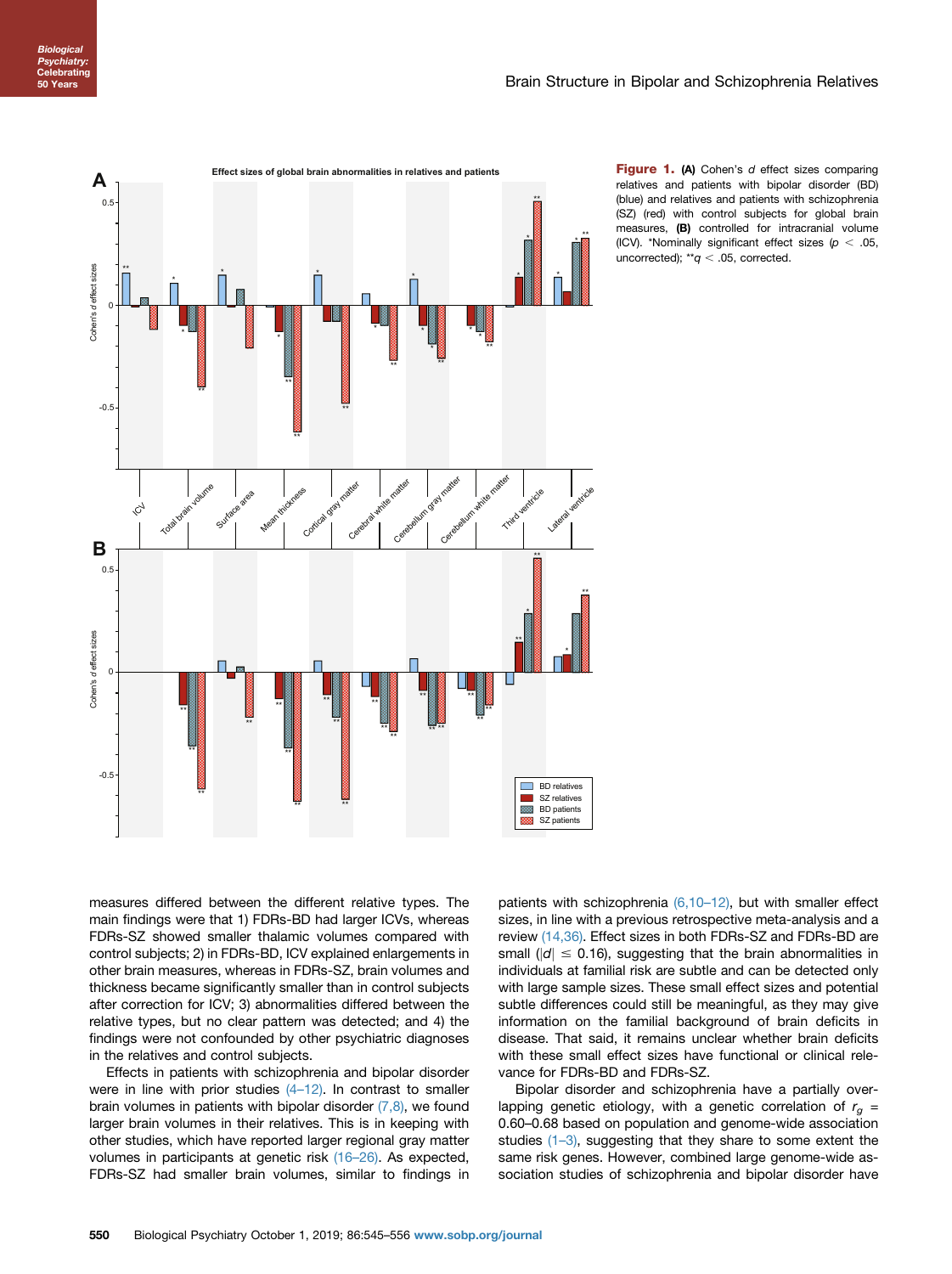**Figure 1.** **(A)** Cohen's *d* effect sizes comparing relatives and patients with bipolar disorder (BD) (blue) and relatives and patients with schizophrenia (SZ) (red) with control subjects for global brain measures, **(B)** controlled for intracranial volume (ICV). *Nominally significant effect sizes ($p < .05$, uncorrected); **$q < .05$, corrected.

measures differed between the different relative types. The main findings were that 1) FDRs-BD had larger ICVs, whereas FDRs-SZ showed smaller thalamic volumes compared with control subjects; 2) in FDRs-BD, ICV explained enlargements in other brain measures, whereas in FDRs-SZ, brain volumes and thickness became significantly smaller than in control subjects after correction for ICV; 3) abnormalities differed between the relative types, but no clear pattern was detected; and 4) the findings were not confounded by other psychiatric diagnoses in the relatives and control subjects.

Effects in patients with schizophrenia and bipolar disorder were in line with prior studies (4–12). In contrast to smaller brain volumes in patients with bipolar disorder (7,8), we found larger brain volumes in their relatives. This is in keeping with other studies, which have reported larger regional gray matter volumes in participants at genetic risk (16–26). As expected, FDRs-SZ had smaller brain volumes, similar to findings in patients with schizophrenia (6,10–12), but with smaller effect sizes, in line with a previous retrospective meta-analysis and a review (14,36). Effect sizes in both FDRs-SZ and FDRs-BD are small ($|d| \leq 0.16$), suggesting that the brain abnormalities in individuals at familial risk are subtle and can be detected only with large sample sizes. These small effect sizes and potential subtle differences could still be meaningful, as they may give information on the familial background of brain deficits in disease. That said, it remains unclear whether brain deficits with these small effect sizes have functional or clinical relevance for FDRs-BD and FDRs-SZ.

Bipolar disorder and schizophrenia have a partially overlapping genetic etiology, with a genetic correlation of $r_g$ = 0.60–0.68 based on population and genome-wide association studies (1–3), suggesting that they share to some extent the same risk genes. However, combined large genome-wide association studies of schizophrenia and bipolar disorder have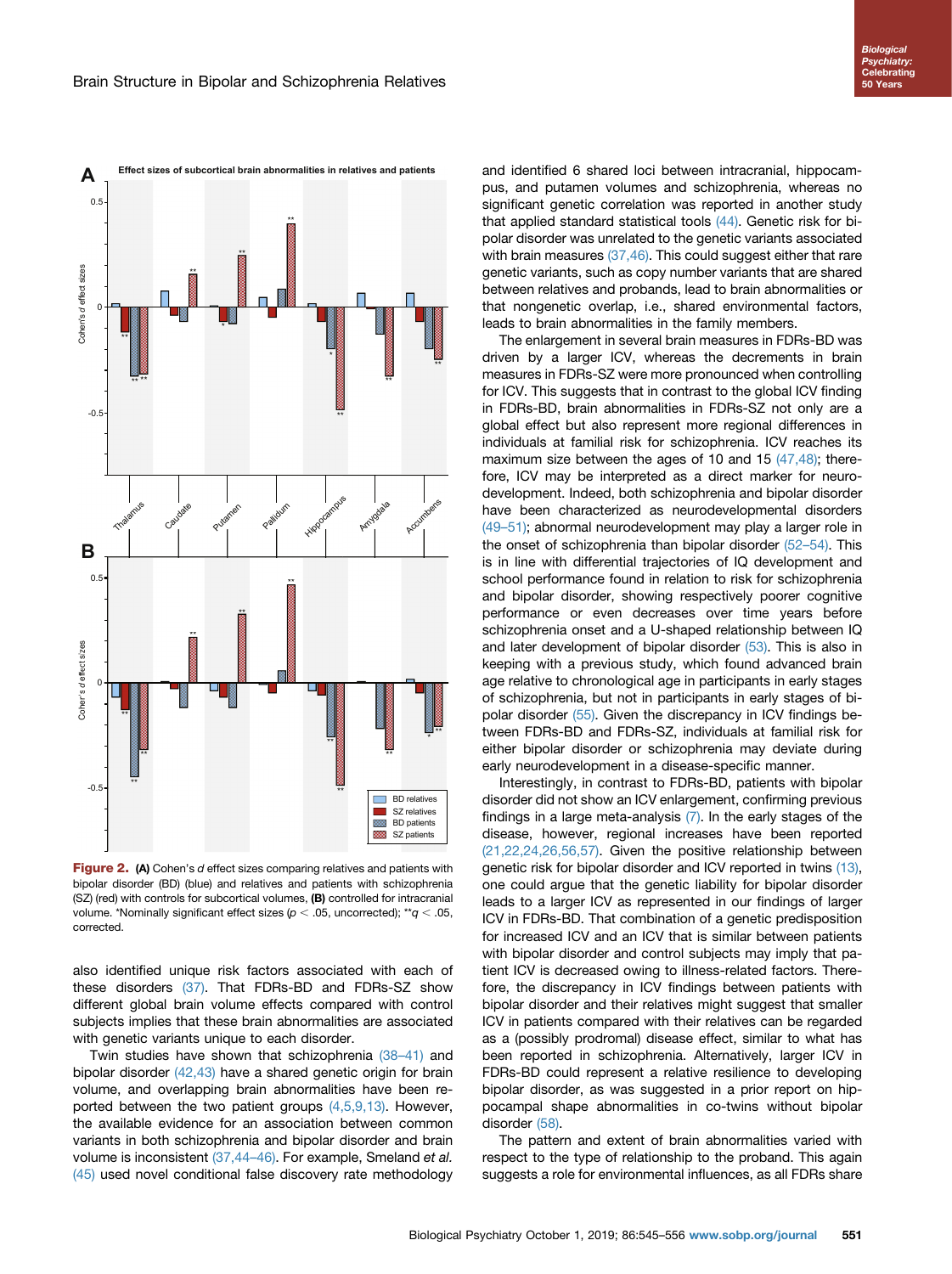**Figure 2.** **(A)** Cohen's *d* effect sizes comparing relatives and patients with bipolar disorder (BD) (blue) and relatives and patients with schizophrenia (SZ) (red) with controls for subcortical volumes, **(B)** controlled for intracranial volume. *Nominally significant effect sizes ($p < .05$, uncorrected); **$q < .05$, corrected.

also identified unique risk factors associated with each of these disorders (37). That FDRs-BD and FDRs-SZ show different global brain volume effects compared with control subjects implies that these brain abnormalities are associated with genetic variants unique to each disorder.

Twin studies have shown that schizophrenia (38–41) and bipolar disorder (42,43) have a shared genetic origin for brain volume, and overlapping brain abnormalities have been reported between the two patient groups (4,5,9,13). However, the available evidence for an association between common variants in both schizophrenia and bipolar disorder and brain volume is inconsistent (37,44–46). For example, Smeland *et al.* (45) used novel conditional false discovery rate methodology and identified 6 shared loci between intracranial, hippocampus, and putamen volumes and schizophrenia, whereas no significant genetic correlation was reported in another study that applied standard statistical tools (44). Genetic risk for bipolar disorder was unrelated to the genetic variants associated with brain measures (37,46). This could suggest either that rare genetic variants, such as copy number variants that are shared between relatives and probands, lead to brain abnormalities or that nongenetic overlap, i.e., shared environmental factors, leads to brain abnormalities in the family members.

The enlargement in several brain measures in FDRs-BD was driven by a larger ICV, whereas the decrements in brain measures in FDRs-SZ were more pronounced when controlling for ICV. This suggests that in contrast to the global ICV finding in FDRs-BD, brain abnormalities in FDRs-SZ not only are a global effect but also represent more regional differences in individuals at familial risk for schizophrenia. ICV reaches its maximum size between the ages of 10 and 15 (47,48); therefore, ICV may be interpreted as a direct marker for neurodevelopment. Indeed, both schizophrenia and bipolar disorder have been characterized as neurodevelopmental disorders (49–51); abnormal neurodevelopment may play a larger role in the onset of schizophrenia than bipolar disorder (52–54). This is in line with differential trajectories of IQ development and school performance found in relation to risk for schizophrenia and bipolar disorder, showing respectively poorer cognitive performance or even decreases over time years before schizophrenia onset and a U-shaped relationship between IQ and later development of bipolar disorder (53). This is also in keeping with a previous study, which found advanced brain age relative to chronological age in participants in early stages of schizophrenia, but not in participants in early stages of bipolar disorder (55). Given the discrepancy in ICV findings between FDRs-BD and FDRs-SZ, individuals at familial risk for either bipolar disorder or schizophrenia may deviate during early neurodevelopment in a disease-specific manner.

Interestingly, in contrast to FDRs-BD, patients with bipolar disorder did not show an ICV enlargement, confirming previous findings in a large meta-analysis (7). In the early stages of the disease, however, regional increases have been reported (21,22,24,26,56,57). Given the positive relationship between genetic risk for bipolar disorder and ICV reported in twins (13), one could argue that the genetic liability for bipolar disorder leads to a larger ICV as represented in our findings of larger ICV in FDRs-BD. That combination of a genetic predisposition for increased ICV and an ICV that is similar between patients with bipolar disorder and control subjects may imply that patient ICV is decreased owing to illness-related factors. Therefore, the discrepancy in ICV findings between patients with bipolar disorder and their relatives might suggest that smaller ICV in patients compared with their relatives can be regarded as a (possibly prodromal) disease effect, similar to what has been reported in schizophrenia. Alternatively, larger ICV in FDRs-BD could represent a relative resilience to developing bipolar disorder, as was suggested in a prior report on hippocampal shape abnormalities in co-twins without bipolar disorder (58).

The pattern and extent of brain abnormalities varied with respect to the type of relationship to the proband. This again suggests a role for environmental influences, as all FDRs share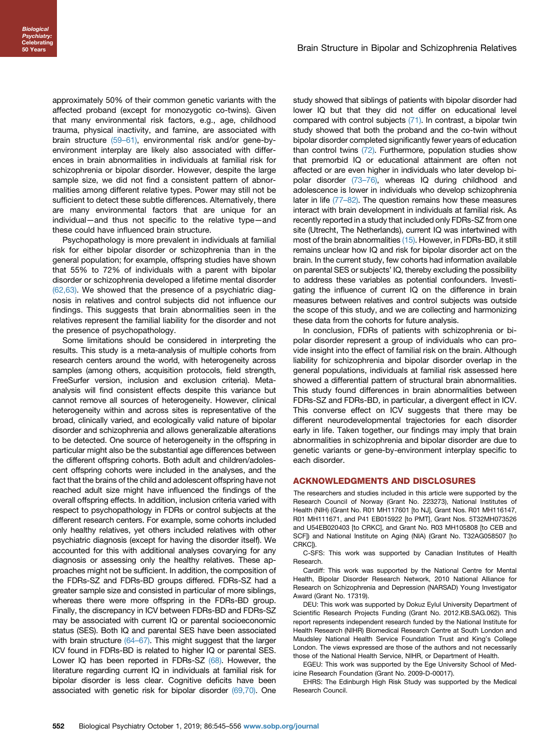approximately 50% of their common genetic variants with the affected proband (except for monozygotic co-twins). Given that many environmental risk factors, e.g., age, childhood trauma, physical inactivity, and famine, are associated with brain structure (59–61), environmental risk and/or gene-by-environment interplay are likely also associated with differences in brain abnormalities in individuals at familial risk for schizophrenia or bipolar disorder. However, despite the large sample size, we did not find a consistent pattern of abnormalities among different relative types. Power may still not be sufficient to detect these subtle differences. Alternatively, there are many environmental factors that are unique for an individual—and thus not specific to the relative type—and these could have influenced brain structure.

Psychopathology is more prevalent in individuals at familial risk for either bipolar disorder or schizophrenia than in the general population; for example, offspring studies have shown that 55% to 72% of individuals with a parent with bipolar disorder or schizophrenia developed a lifetime mental disorder (62,63). We showed that the presence of a psychiatric diagnosis in relatives and control subjects did not influence our findings. This suggests that brain abnormalities seen in the relatives represent the familial liability for the disorder and not the presence of psychopathology.

Some limitations should be considered in interpreting the results. This study is a meta-analysis of multiple cohorts from research centers around the world, with heterogeneity across samples (among others, acquisition protocols, field strength, FreeSurfer version, inclusion and exclusion criteria). Meta-analysis will find consistent effects despite this variance but cannot remove all sources of heterogeneity. However, clinical heterogeneity within and across sites is representative of the broad, clinically varied, and ecologically valid nature of bipolar disorder and schizophrenia and allows generalizable alterations to be detected. One source of heterogeneity in the offspring in particular might also be the substantial age differences between the different offspring cohorts. Both adult and children/adolescent offspring cohorts were included in the analyses, and the fact that the brains of the child and adolescent offspring have not reached adult size might have influenced the findings of the overall offspring effects. In addition, inclusion criteria varied with respect to psychopathology in FDRs or control subjects at the different research centers. For example, some cohorts included only healthy relatives, yet others included relatives with other psychiatric diagnosis (except for having the disorder itself). We accounted for this with additional analyses covarying for any diagnosis or assessing only the healthy relatives. These approaches might not be sufficient. In addition, the composition of the FDRs-SZ and FDRs-BD groups differed. FDRs-SZ had a greater sample size and consisted in particular of more siblings, whereas there were more offspring in the FDRs-BD group. Finally, the discrepancy in ICV between FDRs-BD and FDRs-SZ may be associated with current IQ or parental socioeconomic status (SES). Both IQ and parental SES have been associated with brain structure (64–67). This might suggest that the larger ICV found in FDRs-BD is related to higher IQ or parental SES. Lower IQ has been reported in FDRs-SZ (68). However, the literature regarding current IQ in individuals at familial risk for bipolar disorder is less clear. Cognitive deficits have been associated with genetic risk for bipolar disorder (69,70). One study showed that siblings of patients with bipolar disorder had lower IQ but that they did not differ on educational level compared with control subjects (71). In contrast, a bipolar twin study showed that both the proband and the co-twin without bipolar disorder completed significantly fewer years of education than control twins (72). Furthermore, population studies show that premorbid IQ or educational attainment are often not affected or are even higher in individuals who later develop bipolar disorder (73–76), whereas IQ during childhood and adolescence is lower in individuals who develop schizophrenia later in life (77–82). The question remains how these measures interact with brain development in individuals at familial risk. As recently reported in a study that included only FDRs-SZ from one site (Utrecht, The Netherlands), current IQ was intertwined with most of the brain abnormalities (15). However, in FDRs-BD, it still remains unclear how IQ and risk for bipolar disorder act on the brain. In the current study, few cohorts had information available on parental SES or subjects' IQ, thereby excluding the possibility to address these variables as potential confounders. Investigating the influence of current IQ on the difference in brain measures between relatives and control subjects was outside the scope of this study, and we are collecting and harmonizing these data from the cohorts for future analysis.

In conclusion, FDRs of patients with schizophrenia or bipolar disorder represent a group of individuals who can provide insight into the effect of familial risk on the brain. Although liability for schizophrenia and bipolar disorder overlap in the general populations, individuals at familial risk assessed here showed a differential pattern of structural brain abnormalities. This study found differences in brain abnormalities between FDRs-SZ and FDRs-BD, in particular, a divergent effect in ICV. This converse effect on ICV suggests that there may be different neurodevelopmental trajectories for each disorder early in life. Taken together, our findings may imply that brain abnormalities in schizophrenia and bipolar disorder are due to genetic variants or gene-by-environment interplay specific to each disorder.

## ACKNOWLEDGMENTS AND DISCLOSURES

The researchers and studies included in this article were supported by the Research Council of Norway (Grant No. 223273), National Institutes of Health (NIH) (Grant No. R01 MH117601 [to NJ], Grant Nos. R01 MH116147, R01 MH111671, and P41 EB015922 [to PMT], Grant Nos. 5T32MH073526 and U54EB020403 [to CRKC], and Grant No. R03 MH105808 [to CEB and SCF]) and National Institute on Aging (NIA) (Grant No. T32AG058507 [to CRKC]).

C-SFS: This work was supported by Canadian Institutes of Health Research.

Cardiff: This work was supported by the National Centre for Mental Health, Bipolar Disorder Research Network, 2010 National Alliance for Research on Schizophrenia and Depression (NARSAD) Young Investigator Award (Grant No. 17319).

DEU: This work was supported by Dokuz Eylul University Department of Scientific Research Projects Funding (Grant No. 2012.KB.SAG.062). This report represents independent research funded by the National Institute for Health Research (NIHR) Biomedical Research Centre at South London and Maudsley National Health Service Foundation Trust and King's College London. The views expressed are those of the authors and not necessarily those of the National Health Service, NIHR, or Department of Health.

EGEU: This work was supported by the Ege University School of Medicine Research Foundation (Grant No. 2009-D-00017).

EHRS: The Edinburgh High Risk Study was supported by the Medical Research Council.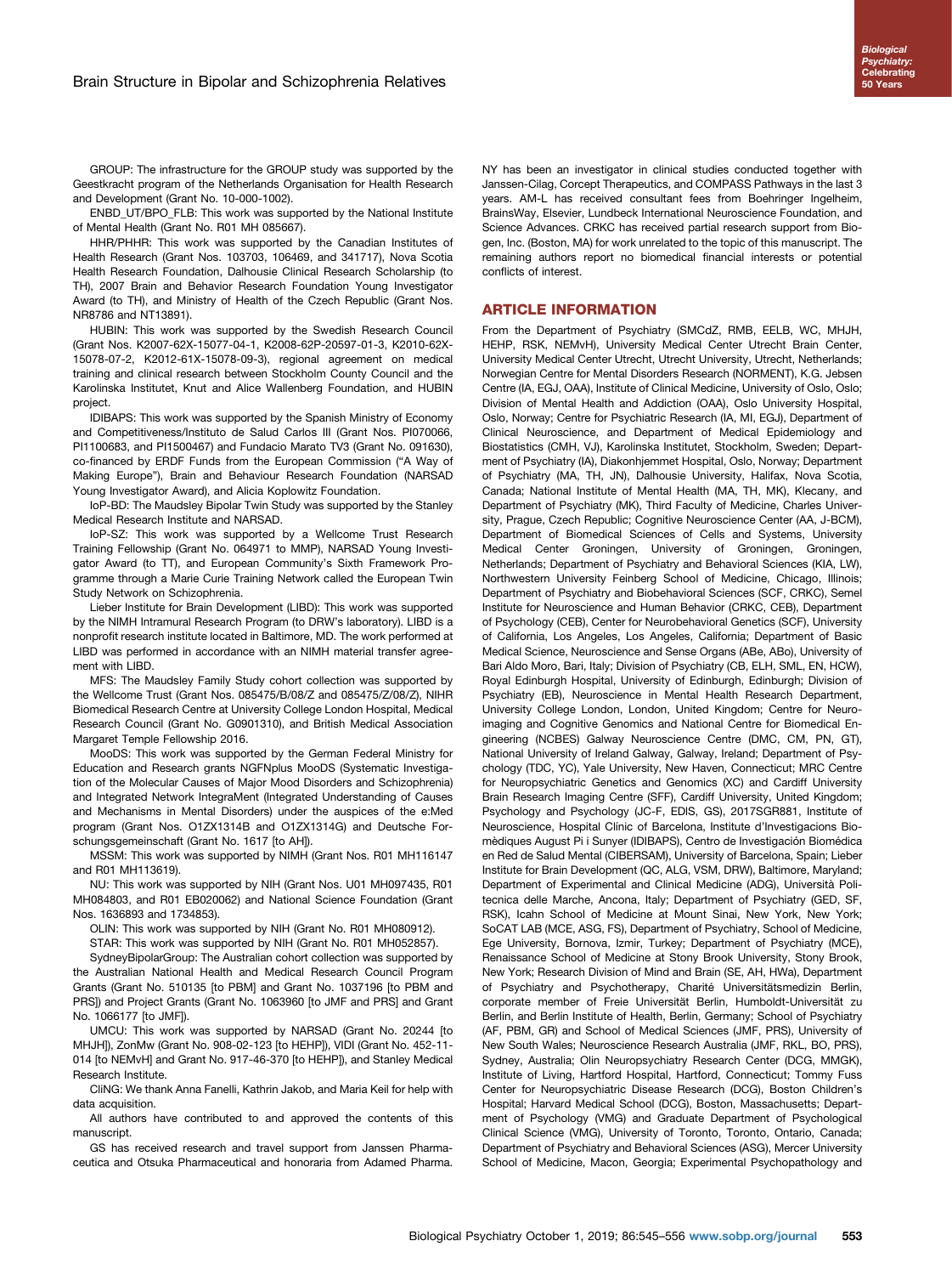GROUP: The infrastructure for the GROUP study was supported by the Geestkracht program of the Netherlands Organisation for Health Research and Development (Grant No. 10-000-1002).

ENBD_UT/BPO_FLB: This work was supported by the National Institute of Mental Health (Grant No. R01 MH 085667).

HHR/PHHR: This work was supported by the Canadian Institutes of Health Research (Grant Nos. 103703, 106469, and 341717), Nova Scotia Health Research Foundation, Dalhousie Clinical Research Scholarship (to TH), 2007 Brain and Behavior Research Foundation Young Investigator Award (to TH), and Ministry of Health of the Czech Republic (Grant Nos. NR8786 and NT13891).

HUBIN: This work was supported by the Swedish Research Council (Grant Nos. K2007-62X-15077-04-1, K2008-62P-20597-01-3, K2010-62X-15078-07-2, K2012-61X-15078-09-3), regional agreement on medical training and clinical research between Stockholm County Council and the Karolinska Institutet, Knut and Alice Wallenberg Foundation, and HUBIN project.

IDIBAPS: This work was supported by the Spanish Ministry of Economy and Competitiveness/Instituto de Salud Carlos III (Grant Nos. PI070066, PI1100683, and PI1500467) and Fundacio Marato TV3 (Grant No. 091630), co-financed by ERDF Funds from the European Commission ("A Way of Making Europe"), Brain and Behaviour Research Foundation (NARSAD Young Investigator Award), and Alicia Koplowitz Foundation.

IoP-BD: The Maudsley Bipolar Twin Study was supported by the Stanley Medical Research Institute and NARSAD.

IoP-SZ: This work was supported by a Welcome Trust Research Training Fellowship (Grant No. 064971 to MMP), NARSAD Young Investigator Award (to TT), and European Community's Sixth Framework Programme through a Marie Curie Training Network called the European Twin Study Network on Schizophrenia.

Lieber Institute for Brain Development (LIBD): This work was supported by the NIMH Intramural Research Program (to DRW's laboratory). LIBD is a nonprofit research institute located in Baltimore, MD. The work performed at LIBD was performed in accordance with an NIMH material transfer agreement with LIBD.

MFS: The Maudsley Family Study cohort collection was supported by the Wellcome Trust (Grant Nos. 085475/B/08/Z and 085475/Z/08/Z), NIHR Biomedical Research Centre at University College London Hospital, Medical Research Council (Grant No. G0901310), and British Medical Association Margaret Temple Fellowship 2016.

MooDS: This work was supported by the German Federal Ministry for Education and Research grants NGFNplus MooDS (Systematic Investigation of the Molecular Causes of Major Mood Disorders and Schizophrenia) and Integrated Network IntegraMent (Integrated Understanding of Causes and Mechanisms in Mental Disorders) under the auspices of the e:Med program (Grant Nos. O1ZX1314B and O1ZX1314G) and Deutsche Forschungsgemeinschaft (Grant No. 1617 [to AH]).

MSSM: This work was supported by NIMH (Grant Nos. R01 MH116147 and R01 MH113619).

NU: This work was supported by NIH (Grant Nos. U01 MH097435, R01 MH084803, and R01 EB020062) and National Science Foundation (Grant Nos. 1636893 and 1734853).

OLIN: This work was supported by NIH (Grant No. R01 MH080912).

STAR: This work was supported by NIH (Grant No. R01 MH052857).

SydneyBipolarGroup: The Australian cohort collection was supported by the Australian National Health and Medical Research Council Program Grants (Grant No. 510135 [to PBM] and Grant No. 1037196 [to PBM and PRS]) and Project Grants (Grant No. 1063960 [to JMF and PRS] and Grant No. 1066177 [to JMF]).

UMCU: This work was supported by NARSAD (Grant No. 20244 [to MHJH]), ZonMw (Grant No. 908-02-123 [to HEHP]), VIDI (Grant No. 452-11-014 [to NEMvH] and Grant No. 917-46-370 [to HEHP]), and Stanley Medical Research Institute.

CliNG: We thank Anna Fanelli, Kathrin Jakob, and Maria Keil for help with data acquisition.

All authors have contributed to and approved the contents of this manuscript.

GS has received research and travel support from Janssen Pharmaceutica and Otsuka Pharmaceutical and honoraria from Adamed Pharma. NY has been an investigator in clinical studies conducted together with Janssen-Cilag, Corcept Therapeutics, and COMPASS Pathways in the last 3 years. AM-L has received consultant fees from Boehringer Ingelheim, BrainsWay, Elsevier, Lundbeck International Neuroscience Foundation, and Science Advances. CRKC has received partial research support from Biogen, Inc. (Boston, MA) for work unrelated to the topic of this manuscript. The remaining authors report no biomedical financial interests or potential conflicts of interest.

## ARTICLE INFORMATION

From the Department of Psychiatry (SMCdZ, RMB, EELB, WC, MHJH, HEHP, RSK, NEMvH), University Medical Center Utrecht Brain Center, University Medical Center Utrecht, Utrecht University, Utrecht, Netherlands; Norwegian Centre for Mental Disorders Research (NORMENT), K.G. Jebsen Centre (IA, EGJ, OAA), Institute of Clinical Medicine, University of Oslo, Oslo; Division of Mental Health and Addiction (OAA), Oslo University Hospital, Oslo, Norway; Centre for Psychiatric Research (IA, MI, EGJ), Department of Clinical Neuroscience, and Department of Medical Epidemiology and Biostatistics (CMH, VJ), Karolinska Institutet, Stockholm, Sweden; Department of Psychiatry (IA), Diakonhjemmet Hospital, Oslo, Norway; Department of Psychiatry (MA, TH, JN), Dalhousie University, Halifax, Nova Scotia, Canada; National Institute of Mental Health (MA, TH, MK), Klecany, and Department of Psychiatry (MK), Third Faculty of Medicine, Charles University, Prague, Czech Republic; Cognitive Neuroscience Center (AA, J-BCM), Department of Biomedical Sciences of Cells and Systems, University Medical Center Groningen, University of Groningen, Groningen, Netherlands; Department of Psychiatry and Behavioral Sciences (KIA, LW), Northwestern University Feinberg School of Medicine, Chicago, Illinois; Department of Psychiatry and Biobehavioral Sciences (SCF, CRKC), Semel Institute for Neuroscience and Human Behavior (CRKC, CEB), Department of Psychology (CEB), Center for Neurobehavioral Genetics (SCF), University of California, Los Angeles, Los Angeles, California; Department of Basic Medical Science, Neuroscience and Sense Organs (ABe, ABo), University of Bari Aldo Moro, Bari, Italy; Division of Psychiatry (CB, ELH, SML, EN, HCW), Royal Edinburgh Hospital, University of Edinburgh, Edinburgh; Division of Psychiatry (EB), Neuroscience in Mental Health Research Department, University College London, London, United Kingdom; Centre for Neuroimaging and Cognitive Genomics and National Centre for Biomedical Engineering (NCBES) Galway Neuroscience Centre (DMC, CM, PN, GT), National University of Ireland Galway, Galway, Ireland; Department of Psychology (TDC, YC), Yale University, New Haven, Connecticut; MRC Centre for Neuropsychiatric Genetics and Genomics (XC) and Cardiff University Brain Research Imaging Centre (SFF), Cardiff University, United Kingdom; Psychology and Psychology (JC-F, EDlS, GS), 2017SGR881, Institute of Neuroscience, Hospital Clínic of Barcelona, Institute d'Investigacions Biomèdiques August Pi i Sunyer (IDIBAPS), Centro de Investigación Biomédica en Red de Salud Mental (CIBERSAM), University of Barcelona, Spain; Lieber Institute for Brain Development (QC, ALG, VSM, DRW), Baltimore, Maryland; Department of Experimental and Clinical Medicine (ADG), Università Politecnica delle Marche, Ancona, Italy; Department of Psychiatry (GED, SF, RSK), Icahn School of Medicine at Mount Sinai, New York, New York; SoCAT LAB (MCE, ASG, FS), Department of Psychiatry, School of Medicine, Ege University, Bornova, Izmir, Turkey; Department of Psychiatry (MCE), Renaissance School of Medicine at Stony Brook University, Stony Brook, New York; Research Division of Mind and Brain (SE, AH, HWa), Department of Psychiatry and Psychotherapy, Charité Universitätsmedizin Berlin, corporate member of Freie Universität Berlin, Humboldt-Universität zu Berlin, and Berlin Institute of Health, Berlin, Germany; School of Psychiatry (AF, PBM, GR) and School of Medical Sciences (JMF, PRS), University of New South Wales; Neuroscience Research Australia (JMF, RKL, BO, PRS), Sydney, Australia; Olin Neuropsychiatry Research Center (DCG, MMGK), Institute of Living, Hartford Hospital, Hartford, Connecticut; Tommy Fuss Center for Neuropsychiatric Disease Research (DCG), Boston Children's Hospital; Harvard Medical School (DCG), Boston, Massachusetts; Department of Psychology (VMG) and Graduate Department of Psychological Clinical Science (VMG), University of Toronto, Toronto, Ontario, Canada; Department of Psychiatry and Behavioral Sciences (ASG), Mercer University School of Medicine, Macon, Georgia; Experimental Psychopathology and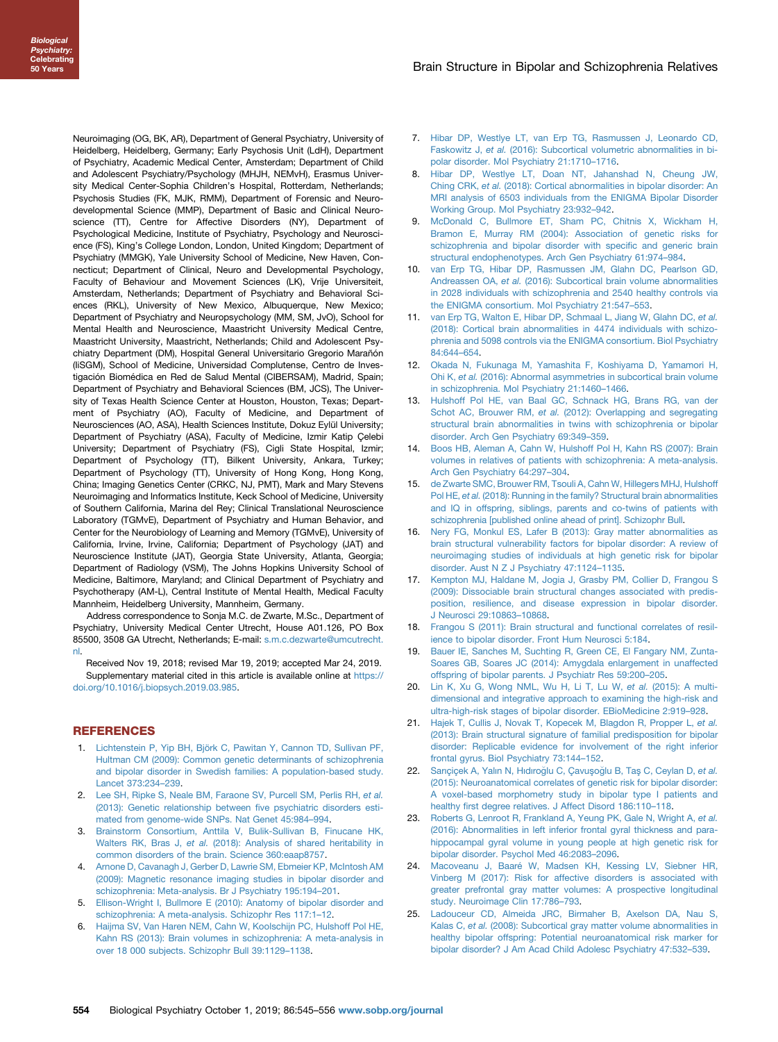Neuroimaging (OG, BK, AR), Department of General Psychiatry, University of Heidelberg, Heidelberg, Germany; Early Psychosis Unit (LdH), Department of Psychiatry, Academic Medical Center, Amsterdam; Department of Child and Adolescent Psychiatry/Psychology (MHJH, NEMvH), Erasmus University Medical Center-Sophia Children's Hospital, Rotterdam, Netherlands; Psychosis Studies (FK, MJK, RMM), Department of Forensic and Neurodevelopmental Science (MMP), Department of Basic and Clinical Neuroscience (TT), Centre for Affective Disorders (NY), Department of Psychological Medicine, Institute of Psychiatry, Psychology and Neuroscience (FS), King's College London, London, United Kingdom; Department of Psychiatry (MMGK), Yale University School of Medicine, New Haven, Connecticut; Department of Clinical, Neuro and Developmental Psychology, Faculty of Behaviour and Movement Sciences (LK), Vrije Universiteit, Amsterdam, Netherlands; Department of Psychiatry and Behavioral Sciences (RKL), University of New Mexico, Albuquerque, New Mexico; Department of Psychiatry and Neuropsychology (MM, SM, JvO), School for Mental Health and Neuroscience, Maastricht University Medical Centre, Maastricht University, Maastricht, Netherlands; Child and Adolescent Psychiatry Department (DM), Hospital General Universitario Gregorio Marañón (IiSGM), School of Medicine, Universidad Complutense, Centro de Investigación Biomédica en Red de Salud Mental (CIBERSAM), Madrid, Spain; Department of Psychiatry and Behavioral Sciences (BM, JCS), The University of Texas Health Science Center at Houston, Houston, Texas; Department of Psychiatry (AO), Faculty of Medicine, and Department of Neurosciences (AO, ASA), Health Sciences Institute, Dokuz Eylül University; Department of Psychiatry (ASA), Faculty of Medicine, Izmir Katip Çelebi University; Department of Psychiatry (FS), Cigli State Hospital, Izmir; Department of Psychology (TT), Bilkent University, Ankara, Turkey; Department of Psychology (TT), University of Hong Kong, Hong Kong, China; Imaging Genetics Center (CRKC, NJ, PMT), Mark and Mary Stevens Neuroimaging and Informatics Institute, Keck School of Medicine, University of Southern California, Marina del Rey; Clinical Translational Neuroscience Laboratory (TGMvE), Department of Psychiatry and Human Behavior, and Center for the Neurobiology of Learning and Memory (TGMvE), University of California, Irvine, Irvine, California; Department of Psychology (JAT) and Neuroscience Institute (JAT), Georgia State University, Atlanta, Georgia; Department of Radiology (VSM), The Johns Hopkins University School of Medicine, Baltimore, Maryland; and Clinical Department of Psychiatry and Psychotherapy (AM-L), Central Institute of Mental Health, Medical Faculty Mannheim, Heidelberg University, Mannheim, Germany.

Address correspondence to Sonja M.C. de Zwarte, M.Sc., Department of Psychiatry, University Medical Center Utrecht, House A01.126, PO Box 85500, 3508 GA Utrecht, Netherlands; E-mail: s.m.c.dezwarte@umcutrecht.nl.

Received Nov 19, 2018; revised Mar 19, 2019; accepted Mar 24, 2019.

Supplementary material cited in this article is available online at https://doi.org/10.1016/j.biopsych.2019.03.985.

## REFERENCES

1. Lichtenstein P, Yip BH, Björk C, Pawitan Y, Cannon TD, Sullivan PF, Hultman CM (2009): Common genetic determinants of schizophrenia and bipolar disorder in Swedish families: A population-based study. Lancet 373:234–239.
2. Lee SH, Ripke S, Neale BM, Faraone SV, Purcell SM, Perlis RH, *et al.* (2013): Genetic relationship between five psychiatric disorders estimated from genome-wide SNPs. Nat Genet 45:984–994.
3. Brainstorm Consortium, Anttila V, Bulik-Sullivan B, Finucane HK, Walters RK, Bras J, *et al.* (2018): Analysis of shared heritability in common disorders of the brain. Science 360:eaap8757.
4. Arnone D, Cavanagh J, Gerber D, Lawrie SM, Ebmeier KP, McIntosh AM (2009): Magnetic resonance imaging studies in bipolar disorder and schizophrenia: Meta-analysis. Br J Psychiatry 195:194–201.
5. Ellison-Wright I, Bullmore E (2010): Anatomy of bipolar disorder and schizophrenia: A meta-analysis. Schizophr Res 117:1–12.
6. Haijma SV, Van Haren NEM, Cahn W, Koolschijn PC, Hulshoff Pol HE, Kahn RS (2013): Brain volumes in schizophrenia: A meta-analysis in over 18 000 subjects. Schizophr Bull 39:1129–1138.
7. Hibar DP, Westlye LT, van Erp TG, Rasmussen J, Leonardo CD, Faskowitz J, *et al.* (2016): Subcortical volumetric abnormalities in bipolar disorder. Mol Psychiatry 21:1710–1716.
8. Hibar DP, Westlye LT, Doan NT, Jahanshad N, Cheung JW, Ching CRK, *et al.* (2018): Cortical abnormalities in bipolar disorder: An MRI analysis of 6503 individuals from the ENIGMA Bipolar Disorder Working Group. Mol Psychiatry 23:932–942.
9. McDonald C, Bullmore ET, Sham PC, Chitnis X, Wickham H, Bramon E, Murray RM (2004): Association of genetic risks for schizophrenia and bipolar disorder with specific and generic brain structural endophenotypes. Arch Gen Psychiatry 61:974–984.
10. van Erp TG, Hibar DP, Rasmussen JM, Glahn DC, Pearlson GD, Andreassen OA, *et al.* (2016): Subcortical brain volume abnormalities in 2028 individuals with schizophrenia and 2540 healthy controls via the ENIGMA consortium. Mol Psychiatry 21:547–553.
11. van Erp TG, Walton E, Hibar DP, Schmaal L, Jiang W, Glahn DC, *et al.* (2018): Cortical brain abnormalities in 4474 individuals with schizophrenia and 5098 controls via the ENIGMA consortium. Biol Psychiatry 84:644–654.
12. Okada N, Fukunaga M, Yamashita F, Koshiyama D, Yamamori H, Ohi K, *et al.* (2016): Abnormal asymmetries in subcortical brain volume in schizophrenia. Mol Psychiatry 21:1460–1466.
13. Hulshoff Pol HE, van Baal GC, Schnack HG, Brans RG, van der Schot AC, Brouwer RM, *et al.* (2012): Overlapping and segregating structural brain abnormalities in twins with schizophrenia or bipolar disorder. Arch Gen Psychiatry 69:349–359.
14. Boos HB, Aleman A, Cahn W, Hulshoff Pol H, Kahn RS (2007): Brain volumes in relatives of patients with schizophrenia: A meta-analysis. Arch Gen Psychiatry 64:297–304.
15. de Zwarte SMC, Brouwer RM, Tsouli A, Cahn W, Hillegers MHJ, Hulshoff Pol HE, *et al.* (2018): Running in the family? Structural brain abnormalities and IQ in offspring, siblings, parents and co-twins of patients with schizophrenia [published online ahead of print]. Schizophr Bull.
16. Nery FG, Monkul ES, Lafer B (2013): Gray matter abnormalities as brain structural vulnerability factors for bipolar disorder: A review of neuroimaging studies of individuals at high genetic risk for bipolar disorder. Aust N Z J Psychiatry 47:1124–1135.
17. Kempton MJ, Haldane M, Jogia J, Grasby PM, Collier D, Frangou S (2009): Dissociable brain structural changes associated with predisposition, resilience, and disease expression in bipolar disorder. J Neurosci 29:10863–10868.
18. Frangou S (2011): Brain structural and functional correlates of resilience to bipolar disorder. Front Hum Neurosci 5:184.
19. Bauer IE, Sanches M, Suchting R, Green CE, El Fangary NM, Zunta-Soares GB, Soares JC (2014): Amygdala enlargement in unaffected offspring of bipolar parents. J Psychiatr Res 59:200–205.
20. Lin K, Xu G, Wong NML, Wu H, Li T, Lu W, *et al.* (2015): A multi-dimensional and integrative approach to examining the high-risk and ultra-high-risk stages of bipolar disorder. EBioMedicine 2:919–928.
21. Hajek T, Cullis J, Novak T, Kopecek M, Blagdon R, Propper L, *et al.* (2013): Brain structural signature of familial predisposition for bipolar disorder: Replicable evidence for involvement of the right inferior frontal gyrus. Biol Psychiatry 73:144–152.
22. Sarıçiçek A, Yalın N, Hıdıroğlu C, Çavuşoğlu B, Taş C, Ceylan D, *et al.* (2015): Neuroanatomical correlates of genetic risk for bipolar disorder: A voxel-based morphometry study in bipolar type I patients and healthy first degree relatives. J Affect Disord 186:110–118.
23. Roberts G, Lenroot R, Frankland A, Yeung PK, Gale N, Wright A, *et al.* (2016): Abnormalities in left inferior frontal gyral thickness and parahippocampal gyral volume in young people at high genetic risk for bipolar disorder. Psychol Med 46:2083–2096.
24. Macoveanu J, Baaré W, Madsen KH, Kessing LV, Siebner HR, Vinberg M (2017): Risk for affective disorders is associated with greater prefrontal gray matter volumes: A prospective longitudinal study. Neuroimage Clin 17:786–793.
25. Ladouceur CD, Almeida JRC, Birmaher B, Axelson DA, Nau S, Kalas C, *et al.* (2008): Subcortical gray matter volume abnormalities in healthy bipolar offspring: Potential neuroanatomical risk marker for bipolar disorder? J Am Acad Child Adolesc Psychiatry 47:532–539.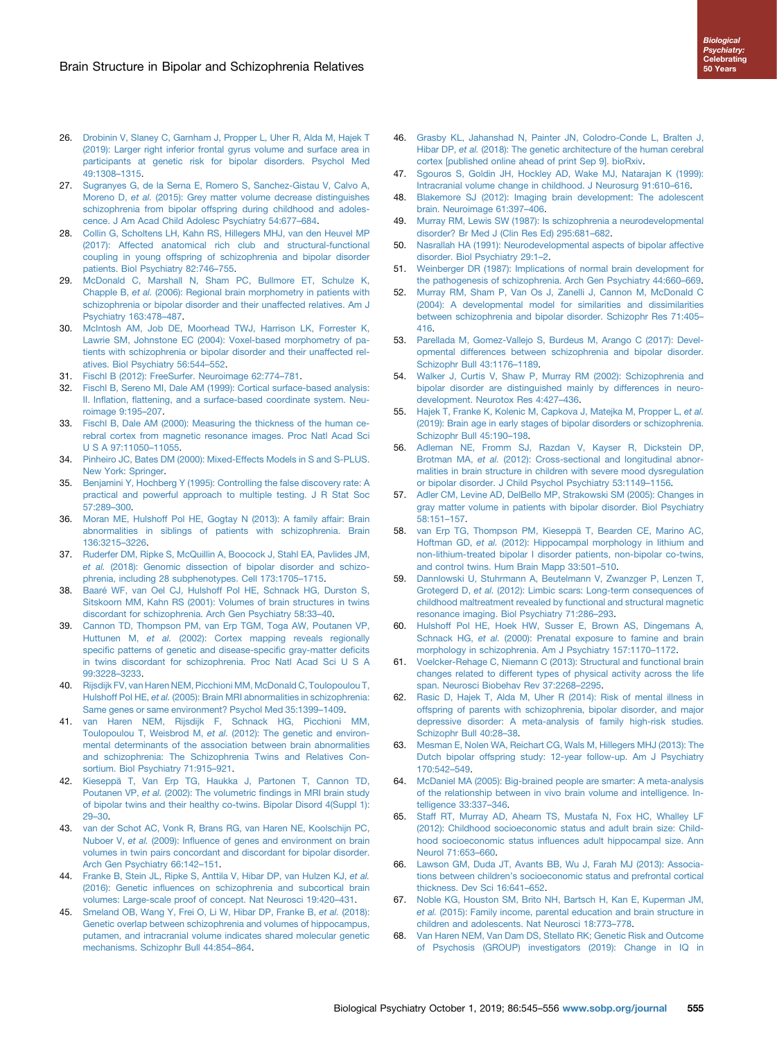26. Drobinin V, Slaney C, Garnham J, Propper L, Uher R, Alda M, Hajek T (2019): Larger right inferior frontal gyrus volume and surface area in participants at genetic risk for bipolar disorders. Psychol Med 49:1308–1315.
27. Sugranyes G, de la Serna E, Romero S, Sanchez-Gistau V, Calvo A, Moreno D, *et al.* (2015): Grey matter volume decrease distinguishes schizophrenia from bipolar offspring during childhood and adolescence. J Am Acad Child Adolesc Psychiatry 54:677–684.
28. Collin G, Scholtens LH, Kahn RS, Hillegers MHJ, van den Heuvel MP (2017): Affected anatomical rich club and structural-functional coupling in young offspring of schizophrenia and bipolar disorder patients. Biol Psychiatry 82:746–755.
29. McDonald C, Marshall N, Sham PC, Bullmore ET, Schulze K, Chapple B, *et al.* (2006): Regional brain morphometry in patients with schizophrenia or bipolar disorder and their unaffected relatives. Am J Psychiatry 163:478–487.
30. McIntosh AM, Job DE, Moorhead TWJ, Harrison LK, Forrester K, Lawrie SM, Johnstone EC (2004): Voxel-based morphometry of patients with schizophrenia or bipolar disorder and their unaffected relatives. Biol Psychiatry 56:544–552.
31. Fischl B (2012): FreeSurfer. Neuroimage 62:774–781.
32. Fischl B, Sereno MI, Dale AM (1999): Cortical surface-based analysis: II. Inflation, flattening, and a surface-based coordinate system. Neuroimage 9:195–207.
33. Fischl B, Dale AM (2000): Measuring the thickness of the human cerebral cortex from magnetic resonance images. Proc Natl Acad Sci U S A 97:11050–11055.
34. Pinheiro JC, Bates DM (2000): Mixed-Effects Models in S and S-PLUS. New York: Springer.
35. Benjamini Y, Hochberg Y (1995): Controlling the false discovery rate: A practical and powerful approach to multiple testing. J R Stat Soc 57:289–300.
36. Moran ME, Hulshoff Pol HE, Gogtay N (2013): A family affair: Brain abnormalities in siblings of patients with schizophrenia. Brain 136:3215–3226.
37. Ruderfer DM, Ripke S, McQuillin A, Boocock J, Stahl EA, Pavlides JM, *et al.* (2018): Genomic dissection of bipolar disorder and schizophrenia, including 28 subphenotypes. Cell 173:1705–1715.
38. Baaré WF, van Oel CJ, Hulshoff Pol HE, Schnack HG, Durston S, Sitskoorn MM, Kahn RS (2001): Volumes of brain structures in twins discordant for schizophrenia. Arch Gen Psychiatry 58:33–40.
39. Cannon TD, Thompson PM, van Erp TGM, Toga AW, Poutanen VP, Huttunen M, *et al.* (2002): Cortex mapping reveals regionally specific patterns of genetic and disease-specific gray-matter deficits in twins discordant for schizophrenia. Proc Natl Acad Sci U S A 99:3228–3233.
40. Rijsdijk FV, van Haren NEM, Picchioni MM, McDonald C, Toulopoulou T, Hulshoff Pol HE, *et al.* (2005): Brain MRI abnormalities in schizophrenia: Same genes or same environment? Psychol Med 35:1399–1409.
41. van Haren NEM, Rijsdijk F, Schnack HG, Picchioni MM, Toulopoulou T, Weisbrod M, *et al.* (2012): The genetic and environmental determinants of the association between brain abnormalities and schizophrenia: The Schizophrenia Twins and Relatives Consortium. Biol Psychiatry 71:915–921.
42. Kieseppä T, Van Erp TG, Haukka J, Partonen T, Cannon TD, Poutanen VP, *et al.* (2002): The volumetric findings in MRI brain study of bipolar twins and their healthy co-twins. Bipolar Disord 4(Suppl 1): 29–30.
43. van der Schot AC, Vonk R, Brans RG, van Haren NE, Koolschijn PC, Nuboer V, *et al.* (2009): Influence of genes and environment on brain volumes in twin pairs concordant and discordant for bipolar disorder. Arch Gen Psychiatry 66:142–151.
44. Franke B, Stein JL, Ripke S, Anttila V, Hibar DP, van Hulzen KJ, *et al.* (2016): Genetic influences on schizophrenia and subcortical brain volumes: Large-scale proof of concept. Nat Neurosci 19:420–431.
45. Smeland OB, Wang Y, Frei O, Li W, Hibar DP, Franke B, *et al.* (2018): Genetic overlap between schizophrenia and volumes of hippocampus, putamen, and intracranial volume indicates shared molecular genetic mechanisms. Schizophr Bull 44:854–864.
46. Grasby KL, Jahanshad N, Painter JN, Colodro-Conde L, Bralten J, Hibar DP, *et al.* (2018): The genetic architecture of the human cerebral cortex [published online ahead of print Sep 9]. bioRxiv.
47. Sgouros S, Goldin JH, Hockley AD, Wake MJ, Natarajan K (1999): Intracranial volume change in childhood. J Neurosurg 91:610–616.
48. Blakemore SJ (2012): Imaging brain development: The adolescent brain. Neuroimage 61:397–406.
49. Murray RM, Lewis SW (1987): Is schizophrenia a neurodevelopmental disorder? Br Med J (Clin Res Ed) 295:681–682.
50. Nasrallah HA (1991): Neurodevelopmental aspects of bipolar affective disorder. Biol Psychiatry 29:1–2.
51. Weinberger DR (1987): Implications of normal brain development for the pathogenesis of schizophrenia. Arch Gen Psychiatry 44:660–669.
52. Murray RM, Sham P, Van Os J, Zanelli J, Cannon M, McDonald C (2004): A developmental model for similarities and dissimilarities between schizophrenia and bipolar disorder. Schizophr Res 71:405–416.
53. Parellada M, Gomez-Vallejo S, Burdeus M, Arango C (2017): Developmental differences between schizophrenia and bipolar disorder. Schizophr Bull 43:1176–1189.
54. Walker J, Curtis V, Shaw P, Murray RM (2002): Schizophrenia and bipolar disorder are distinguished mainly by differences in neurodevelopment. Neurotox Res 4:427–436.
55. Hajek T, Franke K, Kolenic M, Capkova J, Matejka M, Propper L, *et al.* (2019): Brain age in early stages of bipolar disorders or schizophrenia. Schizophr Bull 45:190–198.
56. Adleman NE, Fromm SJ, Razdan V, Kayser R, Dickstein DP, Brotman MA, *et al.* (2012): Cross-sectional and longitudinal abnormalities in brain structure in children with severe mood dysregulation or bipolar disorder. J Child Psychol Psychiatry 53:1149–1156.
57. Adler CM, Levine AD, DelBello MP, Strakowski SM (2005): Changes in gray matter volume in patients with bipolar disorder. Biol Psychiatry 58:151–157.
58. van Erp TG, Thompson PM, Kieseppä T, Bearden CE, Marino AC, Hoftman GD, *et al.* (2012): Hippocampal morphology in lithium and non-lithium-treated bipolar I disorder patients, non-bipolar co-twins, and control twins. Hum Brain Mapp 33:501–510.
59. Dannlowski U, Stuhrmann A, Beutelmann V, Zwanzger P, Lenzen T, Grotegerd D, *et al.* (2012): Limbic scars: Long-term consequences of childhood maltreatment revealed by functional and structural magnetic resonance imaging. Biol Psychiatry 71:286–293.
60. Hulshoff Pol HE, Hoek HW, Susser E, Brown AS, Dingemans A, Schnack HG, *et al.* (2000): Prenatal exposure to famine and brain morphology in schizophrenia. Am J Psychiatry 157:1170–1172.
61. Voelcker-Rehage C, Niemann C (2013): Structural and functional brain changes related to different types of physical activity across the life span. Neurosci Biobehav Rev 37:2268–2295.
62. Rasic D, Hajek T, Alda M, Uher R (2014): Risk of mental illness in offspring of parents with schizophrenia, bipolar disorder, and major depressive disorder: A meta-analysis of family high-risk studies. Schizophr Bull 40:28–38.
63. Mesman E, Nolen WA, Reichart CG, Wals M, Hillegers MHJ (2013): The Dutch bipolar offspring study: 12-year follow-up. Am J Psychiatry 170:542–549.
64. McDaniel MA (2005): Big-brained people are smarter: A meta-analysis of the relationship between in vivo brain volume and intelligence. Intelligence 33:337–346.
65. Staff RT, Murray AD, Ahearn TS, Mustafa N, Fox HC, Whalley LF (2012): Childhood socioeconomic status and adult brain size: Childhood socioeconomic status influences adult hippocampal size. Ann Neurol 71:653–660.
66. Lawson GM, Duda JT, Avants BB, Wu J, Farah MJ (2013): Associations between children's socioeconomic status and prefrontal cortical thickness. Dev Sci 16:641–652.
67. Noble KG, Houston SM, Brito NH, Bartsch H, Kan E, Kuperman JM, *et al.* (2015): Family income, parental education and brain structure in children and adolescents. Nat Neurosci 18:773–778.
68. Van Haren NEM, Van Dam DS, Stellato RK; Genetic Risk and Outcome of Psychosis (GROUP) investigators (2019): Change in IQ in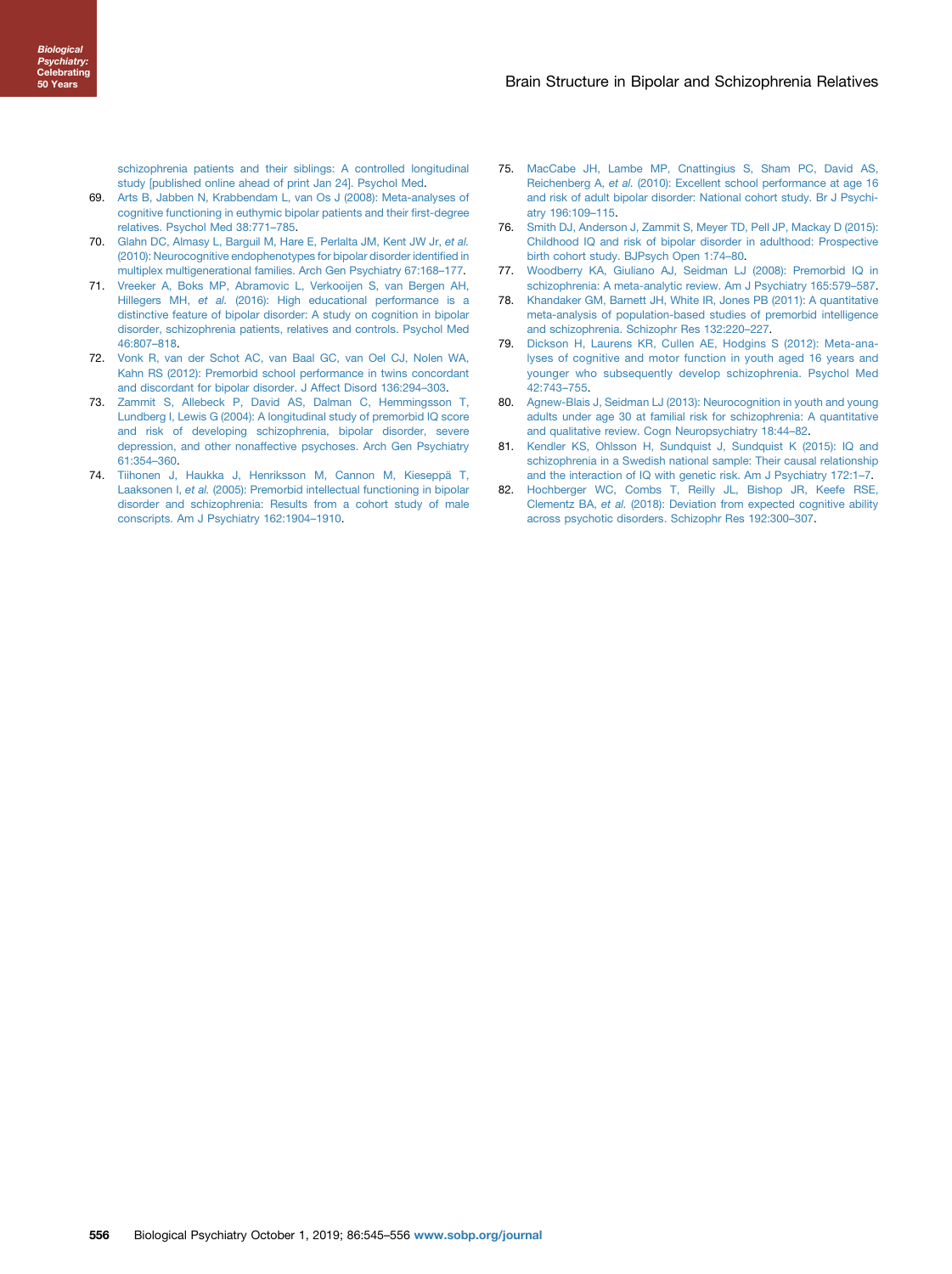schizophrenia patients and their siblings: A controlled longitudinal study [published online ahead of print Jan 24]. Psychol Med.

69. Arts B, Jabben N, Krabbendam L, van Os J (2008): Meta-analyses of cognitive functioning in euthymic bipolar patients and their first-degree relatives. Psychol Med 38:771–785.
70. Glahn DC, Almasy L, Barguil M, Hare E, Perlalta JM, Kent JW Jr, *et al.* (2010): Neurocognitive endophenotypes for bipolar disorder identified in multiplex multigenerational families. Arch Gen Psychiatry 67:168–177.
71. Vreeker A, Boks MP, Abramovic L, Verkooijen S, van Bergen AH, Hillegers MH, *et al.* (2016): High educational performance is a distinctive feature of bipolar disorder: A study on cognition in bipolar disorder, schizophrenia patients, relatives and controls. Psychol Med 46:807–818.
72. Vonk R, van der Schot AC, van Baal GC, van Oel CJ, Nolen WA, Kahn RS (2012): Premorbid school performance in twins concordant and discordant for bipolar disorder. J Affect Disord 136:294–303.
73. Zammit S, Allebeck P, David AS, Dalman C, Hemmingsson T, Lundberg I, Lewis G (2004): A longitudinal study of premorbid IQ score and risk of developing schizophrenia, bipolar disorder, severe depression, and other nonaffective psychoses. Arch Gen Psychiatry 61:354–360.
74. Tiihonen J, Haukka J, Henriksson M, Cannon M, Kieseppä T, Laaksonen I, *et al.* (2005): Premorbid intellectual functioning in bipolar disorder and schizophrenia: Results from a cohort study of male conscripts. Am J Psychiatry 162:1904–1910.
75. MacCabe JH, Lambe MP, Cnattingius S, Sham PC, David AS, Reichenberg A, *et al.* (2010): Excellent school performance at age 16 and risk of adult bipolar disorder: National cohort study. Br J Psychiatry 196:109–115.
76. Smith DJ, Anderson J, Zammit S, Meyer TD, Pell JP, Mackay D (2015): Childhood IQ and risk of bipolar disorder in adulthood: Prospective birth cohort study. BJPsych Open 1:74–80.
77. Woodberry KA, Giuliano AJ, Seidman LJ (2008): Premorbid IQ in schizophrenia: A meta-analytic review. Am J Psychiatry 165:579–587.
78. Khandaker GM, Barnett JH, White IR, Jones PB (2011): A quantitative meta-analysis of population-based studies of premorbid intelligence and schizophrenia. Schizophr Res 132:220–227.
79. Dickson H, Laurens KR, Cullen AE, Hodgins S (2012): Meta-analyses of cognitive and motor function in youth aged 16 years and younger who subsequently develop schizophrenia. Psychol Med 42:743–755.
80. Agnew-Blais J, Seidman LJ (2013): Neurocognition in youth and young adults under age 30 at familial risk for schizophrenia: A quantitative and qualitative review. Cogn Neuropsychiatry 18:44–82.
81. Kendler KS, Ohlsson H, Sundquist J, Sundquist K (2015): IQ and schizophrenia in a Swedish national sample: Their causal relationship and the interaction of IQ with genetic risk. Am J Psychiatry 172:1–7.
82. Hochberger WC, Combs T, Reilly JL, Bishop JR, Keefe RSE, Clementz BA, *et al.* (2018): Deviation from expected cognitive ability across psychotic disorders. Schizophr Res 192:300–307.